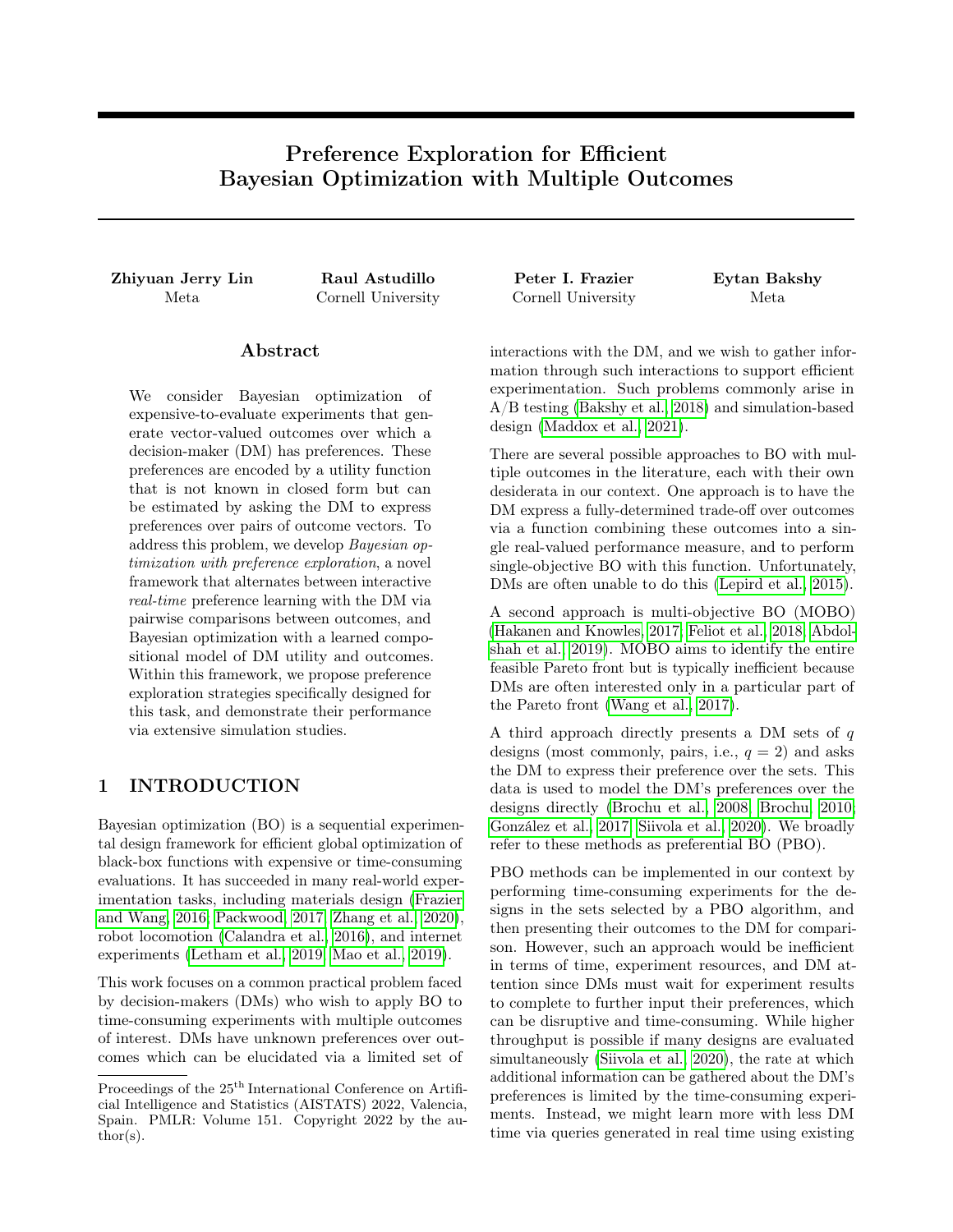# Preference Exploration for Efficient Bayesian Optimization with Multiple Outcomes

**Zhiyuan Jerry Lin**
Meta

**Raul Astudillo**
Cornell University

**Peter I. Frazier**
Cornell University

**Eytan Bakshy**
Meta

## Abstract

We consider Bayesian optimization of expensive-to-evaluate experiments that generate vector-valued outcomes over which a decision-maker (DM) has preferences. These preferences are encoded by a utility function that is not known in closed form but can be estimated by asking the DM to express preferences over pairs of outcome vectors. To address this problem, we develop *Bayesian optimization with preference exploration*, a novel framework that alternates between interactive *real-time* preference learning with the DM via pairwise comparisons between outcomes, and Bayesian optimization with a learned compositional model of DM utility and outcomes. Within this framework, we propose preference exploration strategies specifically designed for this task, and demonstrate their performance via extensive simulation studies.

## 1 INTRODUCTION

Bayesian optimization (BO) is a sequential experimental design framework for efficient global optimization of black-box functions with expensive or time-consuming evaluations. It has succeeded in many real-world experimentation tasks, including materials design (Frazier and Wang, 2016; Packwood, 2017; Zhang et al., 2020), robot locomotion (Calandra et al., 2016), and internet experiments (Letham et al., 2019; Mao et al., 2019).

This work focuses on a common practical problem faced by decision-makers (DMs) who wish to apply BO to time-consuming experiments with multiple outcomes of interest. DMs have unknown preferences over outcomes which can be elucidated via a limited set of interactions with the DM, and we wish to gather information through such interactions to support efficient experimentation. Such problems commonly arise in A/B testing (Bakshy et al., 2018) and simulation-based design (Maddox et al., 2021).

There are several possible approaches to BO with multiple outcomes in the literature, each with their own desiderata in our context. One approach is to have the DM express a fully-determined trade-off over outcomes via a function combining these outcomes into a single real-valued performance measure, and to perform single-objective BO with this function. Unfortunately, DMs are often unable to do this (Lepird et al., 2015).

A second approach is multi-objective BO (MOBO) (Hakanen and Knowles, 2017; Feliot et al., 2018; Abdolshah et al., 2019). MOBO aims to identify the entire feasible Pareto front but is typically inefficient because DMs are often interested only in a particular part of the Pareto front (Wang et al., 2017).

A third approach directly presents a DM sets of $q$ designs (most commonly, pairs, i.e., $q = 2$) and asks the DM to express their preference over the sets. This data is used to model the DM's preferences over the designs directly (Brochu et al., 2008; Brochu, 2010; González et al., 2017; Siivola et al., 2020). We broadly refer to these methods as preferential BO (PBO).

PBO methods can be implemented in our context by performing time-consuming experiments for the designs in the sets selected by a PBO algorithm, and then presenting their outcomes to the DM for comparison. However, such an approach would be inefficient in terms of time, experiment resources, and DM attention since DMs must wait for experiment results to complete to further input their preferences, which can be disruptive and time-consuming. While higher throughput is possible if many designs are evaluated simultaneously (Siivola et al., 2020), the rate at which additional information can be gathered about the DM's preferences is limited by the time-consuming experiments. Instead, we might learn more with less DM time via queries generated in real time using existing

Proceedings of the 25[th] International Conference on Artificial Intelligence and Statistics (AISTATS) 2022, Valencia, Spain. PMLR: Volume 151. Copyright 2022 by the author(s).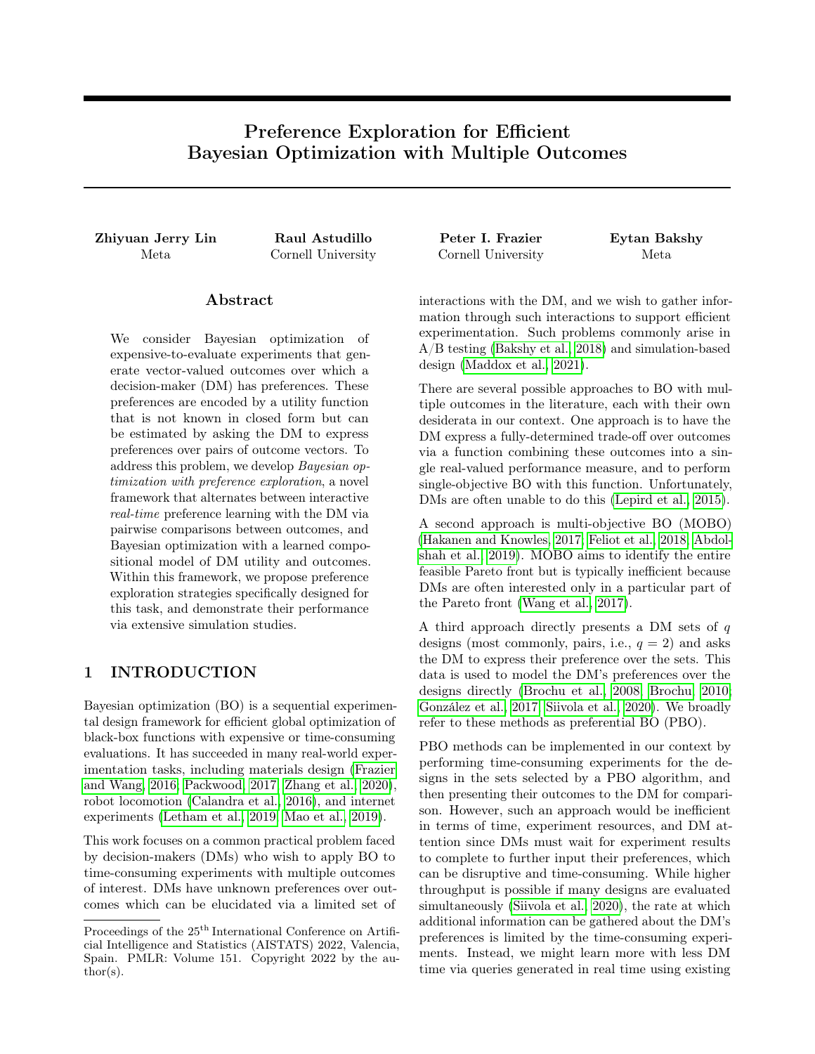# Preference Exploration for Efficient Bayesian Optimization with Multiple Outcomes

**Zhiyuan Jerry Lin**
Meta

**Raul Astudillo**
Cornell University

**Peter I. Frazier**
Cornell University

**Eytan Bakshy**
Meta

## Abstract

We consider Bayesian optimization of expensive-to-evaluate experiments that generate vector-valued outcomes over which a decision-maker (DM) has preferences. These preferences are encoded by a utility function that is not known in closed form but can be estimated by asking the DM to express preferences over pairs of outcome vectors. To address this problem, we develop *Bayesian optimization with preference exploration*, a novel framework that alternates between interactive *real-time* preference learning with the DM via pairwise comparisons between outcomes, and Bayesian optimization with a learned compositional model of DM utility and outcomes. Within this framework, we propose preference exploration strategies specifically designed for this task, and demonstrate their performance via extensive simulation studies.

## 1 INTRODUCTION

Bayesian optimization (BO) is a sequential experimental design framework for efficient global optimization of black-box functions with expensive or time-consuming evaluations. It has succeeded in many real-world experimentation tasks, including materials design (Frazier and Wang, 2016; Packwood, 2017; Zhang et al., 2020), robot locomotion (Calandra et al., 2016), and internet experiments (Letham et al., 2019; Mao et al., 2019).

This work focuses on a common practical problem faced by decision-makers (DMs) who wish to apply BO to time-consuming experiments with multiple outcomes of interest. DMs have unknown preferences over outcomes which can be elucidated via a limited set of interactions with the DM, and we wish to gather information through such interactions to support efficient experimentation. Such problems commonly arise in A/B testing (Bakshy et al., 2018) and simulation-based design (Maddox et al., 2021).

There are several possible approaches to BO with multiple outcomes in the literature, each with their own desiderata in our context. One approach is to have the DM express a fully-determined trade-off over outcomes via a function combining these outcomes into a single real-valued performance measure, and to perform single-objective BO with this function. Unfortunately, DMs are often unable to do this (Lepird et al., 2015).

A second approach is multi-objective BO (MOBO) (Hakanen and Knowles, 2017; Feliot et al., 2018; Abdolshah et al., 2019). MOBO aims to identify the entire feasible Pareto front but is typically inefficient because DMs are often interested only in a particular part of the Pareto front (Wang et al., 2017).

A third approach directly presents a DM sets of $q$ designs (most commonly, pairs, i.e., $q = 2$) and asks the DM to express their preference over the sets. This data is used to model the DM's preferences over the designs directly (Brochu et al., 2008; Brochu, 2010; González et al., 2017; Siivola et al., 2020). We broadly refer to these methods as preferential BO (PBO).

PBO methods can be implemented in our context by performing time-consuming experiments for the designs in the sets selected by a PBO algorithm, and then presenting their outcomes to the DM for comparison. However, such an approach would be inefficient in terms of time, experiment resources, and DM attention since DMs must wait for experiment results to complete to further input their preferences, which can be disruptive and time-consuming. While higher throughput is possible if many designs are evaluated simultaneously (Siivola et al., 2020), the rate at which additional information can be gathered about the DM's preferences is limited by the time-consuming experiments. Instead, we might learn more with less DM time via queries generated in real time using existing

Proceedings of the 25[th] International Conference on Artificial Intelligence and Statistics (AISTATS) 2022, Valencia, Spain. PMLR: Volume 151. Copyright 2022 by the author(s).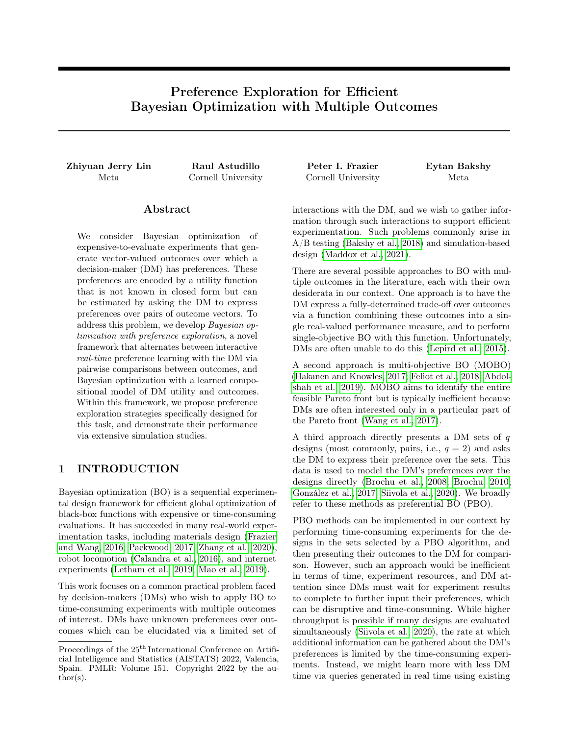# Preference Exploration for Efficient Bayesian Optimization with Multiple Outcomes

**Zhiyuan Jerry Lin**
Meta

**Raul Astudillo**
Cornell University

**Peter I. Frazier**
Cornell University

**Eytan Bakshy**
Meta

## Abstract

We consider Bayesian optimization of expensive-to-evaluate experiments that generate vector-valued outcomes over which a decision-maker (DM) has preferences. These preferences are encoded by a utility function that is not known in closed form but can be estimated by asking the DM to express preferences over pairs of outcome vectors. To address this problem, we develop *Bayesian optimization with preference exploration*, a novel framework that alternates between interactive *real-time* preference learning with the DM via pairwise comparisons between outcomes, and Bayesian optimization with a learned compositional model of DM utility and outcomes. Within this framework, we propose preference exploration strategies specifically designed for this task, and demonstrate their performance via extensive simulation studies.

## 1 INTRODUCTION

Bayesian optimization (BO) is a sequential experimental design framework for efficient global optimization of black-box functions with expensive or time-consuming evaluations. It has succeeded in many real-world experimentation tasks, including materials design (Frazier and Wang, 2016; Packwood, 2017; Zhang et al., 2020), robot locomotion (Calandra et al., 2016), and internet experiments (Letham et al., 2019; Mao et al., 2019).

This work focuses on a common practical problem faced by decision-makers (DMs) who wish to apply BO to time-consuming experiments with multiple outcomes of interest. DMs have unknown preferences over outcomes which can be elucidated via a limited set of interactions with the DM, and we wish to gather information through such interactions to support efficient experimentation. Such problems commonly arise in A/B testing (Bakshy et al., 2018) and simulation-based design (Maddox et al., 2021).

There are several possible approaches to BO with multiple outcomes in the literature, each with their own desiderata in our context. One approach is to have the DM express a fully-determined trade-off over outcomes via a function combining these outcomes into a single real-valued performance measure, and to perform single-objective BO with this function. Unfortunately, DMs are often unable to do this (Lepird et al., 2015).

A second approach is multi-objective BO (MOBO) (Hakanen and Knowles, 2017; Feliot et al., 2018; Abdolshah et al., 2019). MOBO aims to identify the entire feasible Pareto front but is typically inefficient because DMs are often interested only in a particular part of the Pareto front (Wang et al., 2017).

A third approach directly presents a DM sets of $q$ designs (most commonly, pairs, i.e., $q = 2$) and asks the DM to express their preference over the sets. This data is used to model the DM's preferences over the designs directly (Brochu et al., 2008; Brochu, 2010; González et al., 2017; Siivola et al., 2020). We broadly refer to these methods as preferential BO (PBO).

PBO methods can be implemented in our context by performing time-consuming experiments for the designs in the sets selected by a PBO algorithm, and then presenting their outcomes to the DM for comparison. However, such an approach would be inefficient in terms of time, experiment resources, and DM attention since DMs must wait for experiment results to complete to further input their preferences, which can be disruptive and time-consuming. While higher throughput is possible if many designs are evaluated simultaneously (Siivola et al., 2020), the rate at which additional information can be gathered about the DM's preferences is limited by the time-consuming experiments. Instead, we might learn more with less DM time via queries generated in real time using existing

Proceedings of the 25[th] International Conference on Artificial Intelligence and Statistics (AISTATS) 2022, Valencia, Spain. PMLR: Volume 151. Copyright 2022 by the author(s).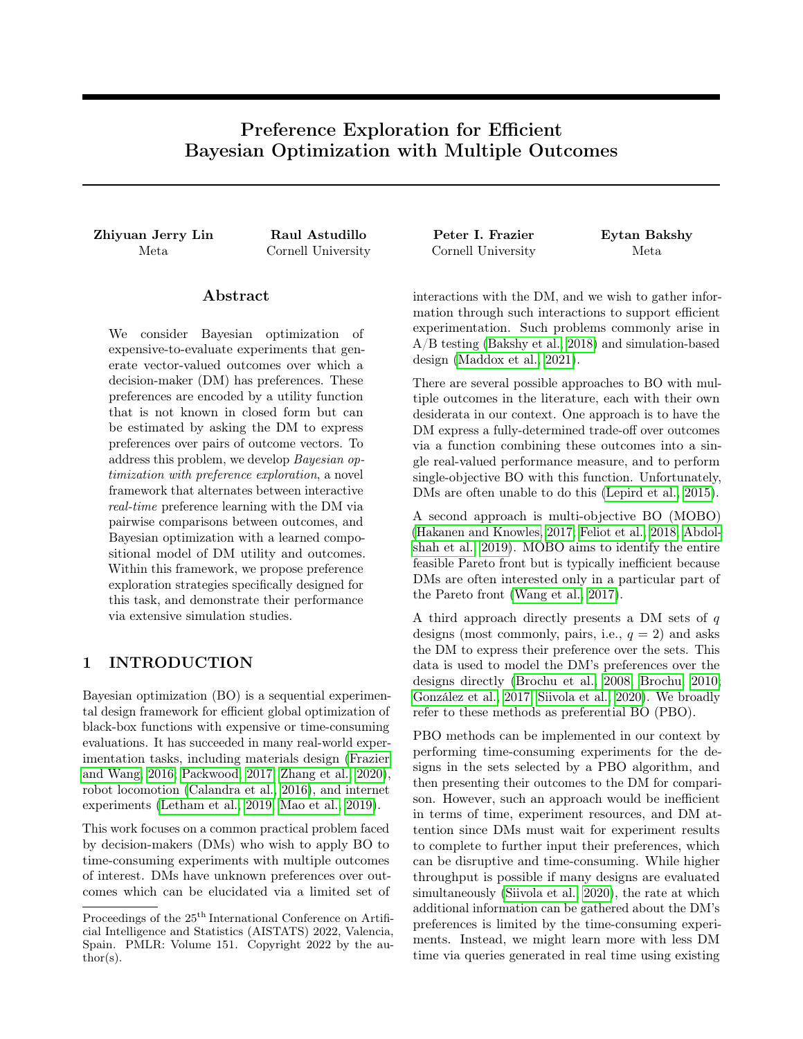# Preference Exploration for Efficient Bayesian Optimization with Multiple Outcomes

**Zhiyuan Jerry Lin**
Meta

**Raul Astudillo**
Cornell University

**Peter I. Frazier**
Cornell University

**Eytan Bakshy**
Meta

## Abstract

We consider Bayesian optimization of expensive-to-evaluate experiments that generate vector-valued outcomes over which a decision-maker (DM) has preferences. These preferences are encoded by a utility function that is not known in closed form but can be estimated by asking the DM to express preferences over pairs of outcome vectors. To address this problem, we develop *Bayesian optimization with preference exploration*, a novel framework that alternates between interactive *real-time* preference learning with the DM via pairwise comparisons between outcomes, and Bayesian optimization with a learned compositional model of DM utility and outcomes. Within this framework, we propose preference exploration strategies specifically designed for this task, and demonstrate their performance via extensive simulation studies.

## 1 INTRODUCTION

Bayesian optimization (BO) is a sequential experimental design framework for efficient global optimization of black-box functions with expensive or time-consuming evaluations. It has succeeded in many real-world experimentation tasks, including materials design (Frazier and Wang, 2016; Packwood, 2017; Zhang et al., 2020), robot locomotion (Calandra et al., 2016), and internet experiments (Letham et al., 2019; Mao et al., 2019).

This work focuses on a common practical problem faced by decision-makers (DMs) who wish to apply BO to time-consuming experiments with multiple outcomes of interest. DMs have unknown preferences over outcomes which can be elucidated via a limited set of interactions with the DM, and we wish to gather information through such interactions to support efficient experimentation. Such problems commonly arise in A/B testing (Bakshy et al., 2018) and simulation-based design (Maddox et al., 2021).

There are several possible approaches to BO with multiple outcomes in the literature, each with their own desiderata in our context. One approach is to have the DM express a fully-determined trade-off over outcomes via a function combining these outcomes into a single real-valued performance measure, and to perform single-objective BO with this function. Unfortunately, DMs are often unable to do this (Lepird et al., 2015).

A second approach is multi-objective BO (MOBO) (Hakanen and Knowles, 2017; Feliot et al., 2018; Abdolshah et al., 2019). MOBO aims to identify the entire feasible Pareto front but is typically inefficient because DMs are often interested only in a particular part of the Pareto front (Wang et al., 2017).

A third approach directly presents a DM sets of $q$ designs (most commonly, pairs, i.e., $q = 2$) and asks the DM to express their preference over the sets. This data is used to model the DM's preferences over the designs directly (Brochu et al., 2008; Brochu, 2010; González et al., 2017; Siivola et al., 2020). We broadly refer to these methods as preferential BO (PBO).

PBO methods can be implemented in our context by performing time-consuming experiments for the designs in the sets selected by a PBO algorithm, and then presenting their outcomes to the DM for comparison. However, such an approach would be inefficient in terms of time, experiment resources, and DM attention since DMs must wait for experiment results to complete to further input their preferences, which can be disruptive and time-consuming. While higher throughput is possible if many designs are evaluated simultaneously (Siivola et al., 2020), the rate at which additional information can be gathered about the DM's preferences is limited by the time-consuming experiments. Instead, we might learn more with less DM time via queries generated in real time using existing

Proceedings of the 25[th] International Conference on Artificial Intelligence and Statistics (AISTATS) 2022, Valencia, Spain. PMLR: Volume 151. Copyright 2022 by the author(s).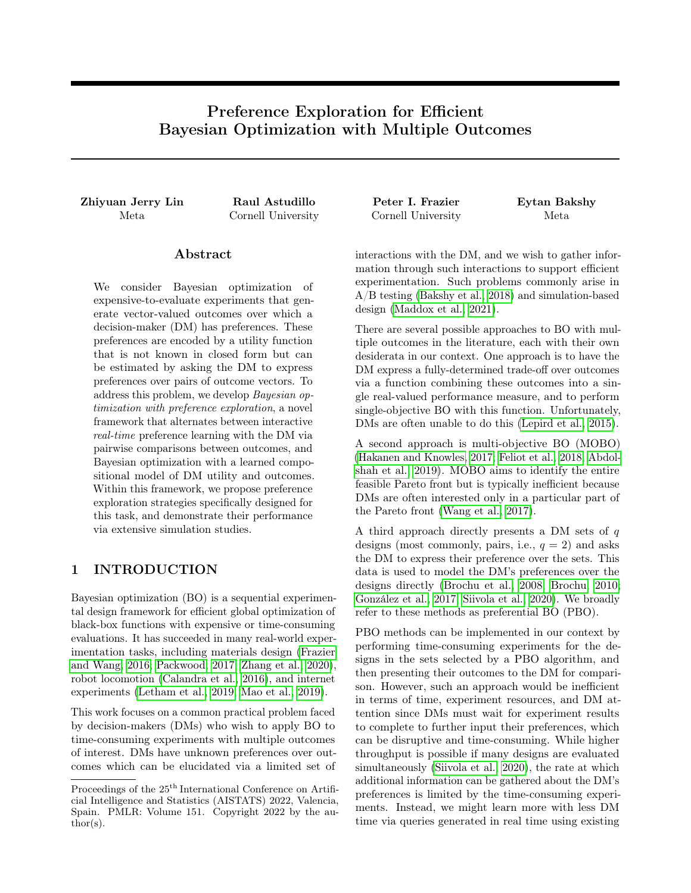# Preference Exploration for Efficient Bayesian Optimization with Multiple Outcomes

**Zhiyuan Jerry Lin**
Meta

**Raul Astudillo**
Cornell University

**Peter I. Frazier**
Cornell University

**Eytan Bakshy**
Meta

## Abstract

We consider Bayesian optimization of expensive-to-evaluate experiments that generate vector-valued outcomes over which a decision-maker (DM) has preferences. These preferences are encoded by a utility function that is not known in closed form but can be estimated by asking the DM to express preferences over pairs of outcome vectors. To address this problem, we develop *Bayesian optimization with preference exploration*, a novel framework that alternates between interactive *real-time* preference learning with the DM via pairwise comparisons between outcomes, and Bayesian optimization with a learned compositional model of DM utility and outcomes. Within this framework, we propose preference exploration strategies specifically designed for this task, and demonstrate their performance via extensive simulation studies.

## 1 INTRODUCTION

Bayesian optimization (BO) is a sequential experimental design framework for efficient global optimization of black-box functions with expensive or time-consuming evaluations. It has succeeded in many real-world experimentation tasks, including materials design (Frazier and Wang, 2016; Packwood, 2017; Zhang et al., 2020), robot locomotion (Calandra et al., 2016), and internet experiments (Letham et al., 2019; Mao et al., 2019).

This work focuses on a common practical problem faced by decision-makers (DMs) who wish to apply BO to time-consuming experiments with multiple outcomes of interest. DMs have unknown preferences over outcomes which can be elucidated via a limited set of interactions with the DM, and we wish to gather information through such interactions to support efficient experimentation. Such problems commonly arise in A/B testing (Bakshy et al., 2018) and simulation-based design (Maddox et al., 2021).

There are several possible approaches to BO with multiple outcomes in the literature, each with their own desiderata in our context. One approach is to have the DM express a fully-determined trade-off over outcomes via a function combining these outcomes into a single real-valued performance measure, and to perform single-objective BO with this function. Unfortunately, DMs are often unable to do this (Lepird et al., 2015).

A second approach is multi-objective BO (MOBO) (Hakanen and Knowles, 2017; Feliot et al., 2018; Abdolshah et al., 2019). MOBO aims to identify the entire feasible Pareto front but is typically inefficient because DMs are often interested only in a particular part of the Pareto front (Wang et al., 2017).

A third approach directly presents a DM sets of $q$ designs (most commonly, pairs, i.e., $q = 2$) and asks the DM to express their preference over the sets. This data is used to model the DM's preferences over the designs directly (Brochu et al., 2008; Brochu, 2010; González et al., 2017; Siivola et al., 2020). We broadly refer to these methods as preferential BO (PBO).

PBO methods can be implemented in our context by performing time-consuming experiments for the designs in the sets selected by a PBO algorithm, and then presenting their outcomes to the DM for comparison. However, such an approach would be inefficient in terms of time, experiment resources, and DM attention since DMs must wait for experiment results to complete to further input their preferences, which can be disruptive and time-consuming. While higher throughput is possible if many designs are evaluated simultaneously (Siivola et al., 2020), the rate at which additional information can be gathered about the DM's preferences is limited by the time-consuming experiments. Instead, we might learn more with less DM time via queries generated in real time using existing

Proceedings of the 25[th] International Conference on Artificial Intelligence and Statistics (AISTATS) 2022, Valencia, Spain. PMLR: Volume 151. Copyright 2022 by the author(s).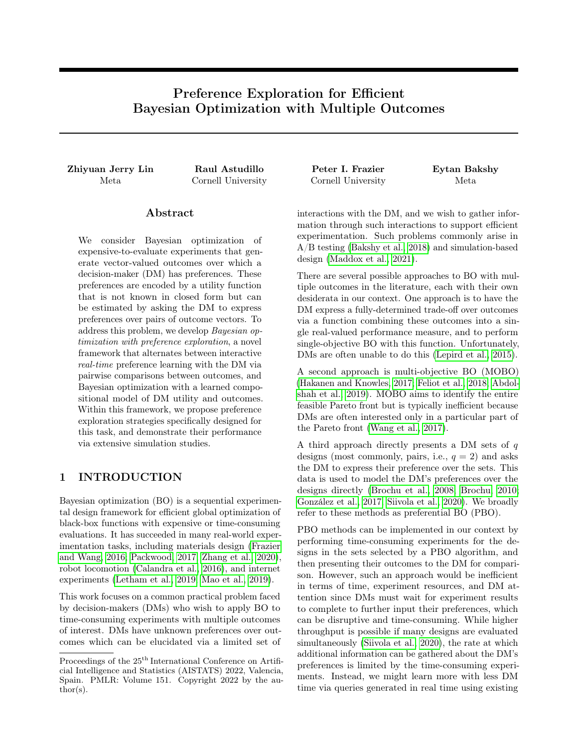# Preference Exploration for Efficient Bayesian Optimization with Multiple Outcomes

**Zhiyuan Jerry Lin**
Meta

**Raul Astudillo**
Cornell University

**Peter I. Frazier**
Cornell University

**Eytan Bakshy**
Meta

## Abstract

We consider Bayesian optimization of expensive-to-evaluate experiments that generate vector-valued outcomes over which a decision-maker (DM) has preferences. These preferences are encoded by a utility function that is not known in closed form but can be estimated by asking the DM to express preferences over pairs of outcome vectors. To address this problem, we develop *Bayesian optimization with preference exploration*, a novel framework that alternates between interactive *real-time* preference learning with the DM via pairwise comparisons between outcomes, and Bayesian optimization with a learned compositional model of DM utility and outcomes. Within this framework, we propose preference exploration strategies specifically designed for this task, and demonstrate their performance via extensive simulation studies.

## 1 INTRODUCTION

Bayesian optimization (BO) is a sequential experimental design framework for efficient global optimization of black-box functions with expensive or time-consuming evaluations. It has succeeded in many real-world experimentation tasks, including materials design (Frazier and Wang, 2016; Packwood, 2017; Zhang et al., 2020), robot locomotion (Calandra et al., 2016), and internet experiments (Letham et al., 2019; Mao et al., 2019).

This work focuses on a common practical problem faced by decision-makers (DMs) who wish to apply BO to time-consuming experiments with multiple outcomes of interest. DMs have unknown preferences over outcomes which can be elucidated via a limited set of interactions with the DM, and we wish to gather information through such interactions to support efficient experimentation. Such problems commonly arise in A/B testing (Bakshy et al., 2018) and simulation-based design (Maddox et al., 2021).

There are several possible approaches to BO with multiple outcomes in the literature, each with their own desiderata in our context. One approach is to have the DM express a fully-determined trade-off over outcomes via a function combining these outcomes into a single real-valued performance measure, and to perform single-objective BO with this function. Unfortunately, DMs are often unable to do this (Lepird et al., 2015).

A second approach is multi-objective BO (MOBO) (Hakanen and Knowles, 2017; Feliot et al., 2018; Abdolshah et al., 2019). MOBO aims to identify the entire feasible Pareto front but is typically inefficient because DMs are often interested only in a particular part of the Pareto front (Wang et al., 2017).

A third approach directly presents a DM sets of $q$ designs (most commonly, pairs, i.e., $q = 2$) and asks the DM to express their preference over the sets. This data is used to model the DM's preferences over the designs directly (Brochu et al., 2008; Brochu, 2010; González et al., 2017; Siivola et al., 2020). We broadly refer to these methods as preferential BO (PBO).

PBO methods can be implemented in our context by performing time-consuming experiments for the designs in the sets selected by a PBO algorithm, and then presenting their outcomes to the DM for comparison. However, such an approach would be inefficient in terms of time, experiment resources, and DM attention since DMs must wait for experiment results to complete to further input their preferences, which can be disruptive and time-consuming. While higher throughput is possible if many designs are evaluated simultaneously (Siivola et al., 2020), the rate at which additional information can be gathered about the DM's preferences is limited by the time-consuming experiments. Instead, we might learn more with less DM time via queries generated in real time using existing

Proceedings of the 25th International Conference on Artificial Intelligence and Statistics (AISTATS) 2022, Valencia, Spain. PMLR: Volume 151. Copyright 2022 by the author(s).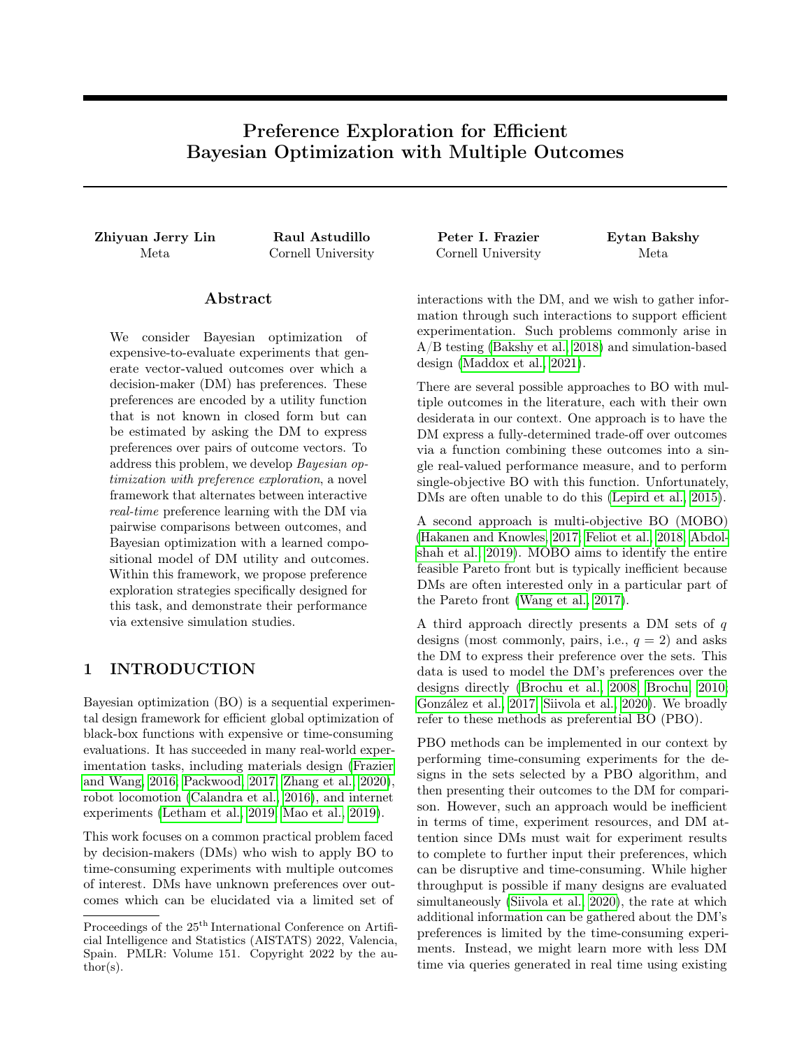# Preference Exploration for Efficient Bayesian Optimization with Multiple Outcomes

**Zhiyuan Jerry Lin**
Meta

**Raul Astudillo**
Cornell University

**Peter I. Frazier**
Cornell University

**Eytan Bakshy**
Meta

## Abstract

We consider Bayesian optimization of expensive-to-evaluate experiments that generate vector-valued outcomes over which a decision-maker (DM) has preferences. These preferences are encoded by a utility function that is not known in closed form but can be estimated by asking the DM to express preferences over pairs of outcome vectors. To address this problem, we develop *Bayesian optimization with preference exploration*, a novel framework that alternates between interactive *real-time* preference learning with the DM via pairwise comparisons between outcomes, and Bayesian optimization with a learned compositional model of DM utility and outcomes. Within this framework, we propose preference exploration strategies specifically designed for this task, and demonstrate their performance via extensive simulation studies.

## 1 INTRODUCTION

Bayesian optimization (BO) is a sequential experimental design framework for efficient global optimization of black-box functions with expensive or time-consuming evaluations. It has succeeded in many real-world experimentation tasks, including materials design (Frazier and Wang, 2016; Packwood, 2017; Zhang et al., 2020), robot locomotion (Calandra et al., 2016), and internet experiments (Letham et al., 2019; Mao et al., 2019).

This work focuses on a common practical problem faced by decision-makers (DMs) who wish to apply BO to time-consuming experiments with multiple outcomes of interest. DMs have unknown preferences over outcomes which can be elucidated via a limited set of interactions with the DM, and we wish to gather information through such interactions to support efficient experimentation. Such problems commonly arise in A/B testing (Bakshy et al., 2018) and simulation-based design (Maddox et al., 2021).

There are several possible approaches to BO with multiple outcomes in the literature, each with their own desiderata in our context. One approach is to have the DM express a fully-determined trade-off over outcomes via a function combining these outcomes into a single real-valued performance measure, and to perform single-objective BO with this function. Unfortunately, DMs are often unable to do this (Lepird et al., 2015).

A second approach is multi-objective BO (MOBO) (Hakanen and Knowles, 2017; Feliot et al., 2018; Abdolshah et al., 2019). MOBO aims to identify the entire feasible Pareto front but is typically inefficient because DMs are often interested only in a particular part of the Pareto front (Wang et al., 2017).

A third approach directly presents a DM sets of $q$ designs (most commonly, pairs, i.e., $q = 2$) and asks the DM to express their preference over the sets. This data is used to model the DM's preferences over the designs directly (Brochu et al., 2008; Brochu, 2010; González et al., 2017; Siivola et al., 2020). We broadly refer to these methods as preferential BO (PBO).

PBO methods can be implemented in our context by performing time-consuming experiments for the designs in the sets selected by a PBO algorithm, and then presenting their outcomes to the DM for comparison. However, such an approach would be inefficient in terms of time, experiment resources, and DM attention since DMs must wait for experiment results to complete to further input their preferences, which can be disruptive and time-consuming. While higher throughput is possible if many designs are evaluated simultaneously (Siivola et al., 2020), the rate at which additional information can be gathered about the DM's preferences is limited by the time-consuming experiments. Instead, we might learn more with less DM time via queries generated in real time using existing

Proceedings of the 25[th] International Conference on Artificial Intelligence and Statistics (AISTATS) 2022, Valencia, Spain. PMLR: Volume 151. Copyright 2022 by the author(s).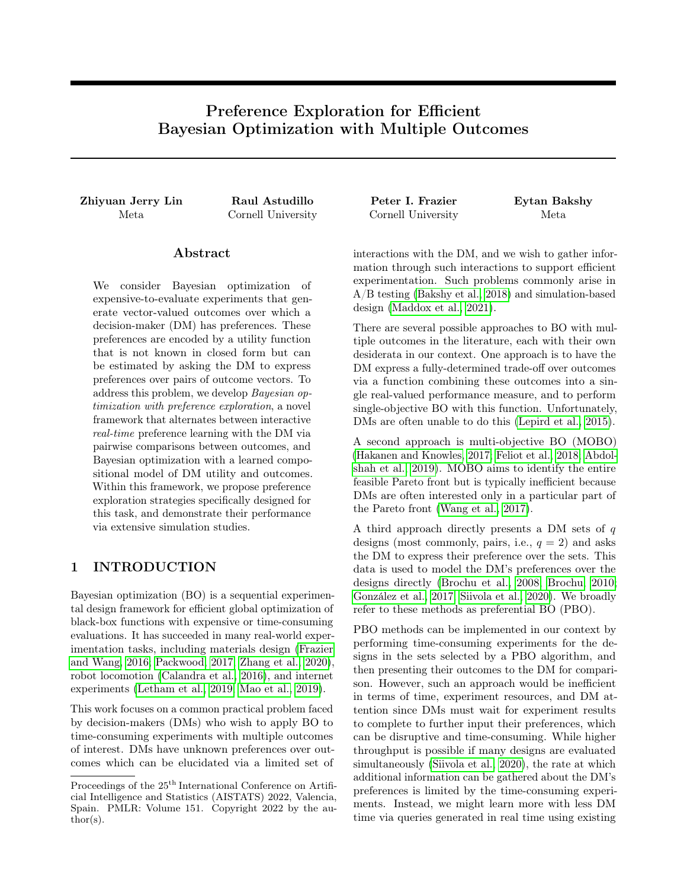# Preference Exploration for Efficient Bayesian Optimization with Multiple Outcomes

**Zhiyuan Jerry Lin**
Meta

**Raul Astudillo**
Cornell University

**Peter I. Frazier**
Cornell University

**Eytan Bakshy**
Meta

## Abstract

We consider Bayesian optimization of expensive-to-evaluate experiments that generate vector-valued outcomes over which a decision-maker (DM) has preferences. These preferences are encoded by a utility function that is not known in closed form but can be estimated by asking the DM to express preferences over pairs of outcome vectors. To address this problem, we develop *Bayesian optimization with preference exploration*, a novel framework that alternates between interactive *real-time* preference learning with the DM via pairwise comparisons between outcomes, and Bayesian optimization with a learned compositional model of DM utility and outcomes. Within this framework, we propose preference exploration strategies specifically designed for this task, and demonstrate their performance via extensive simulation studies.

## 1 INTRODUCTION

Bayesian optimization (BO) is a sequential experimental design framework for efficient global optimization of black-box functions with expensive or time-consuming evaluations. It has succeeded in many real-world experimentation tasks, including materials design (Frazier and Wang, 2016; Packwood, 2017; Zhang et al., 2020), robot locomotion (Calandra et al., 2016), and internet experiments (Letham et al., 2019; Mao et al., 2019).

This work focuses on a common practical problem faced by decision-makers (DMs) who wish to apply BO to time-consuming experiments with multiple outcomes of interest. DMs have unknown preferences over outcomes which can be elucidated via a limited set of interactions with the DM, and we wish to gather information through such interactions to support efficient experimentation. Such problems commonly arise in A/B testing (Bakshy et al., 2018) and simulation-based design (Maddox et al., 2021).

There are several possible approaches to BO with multiple outcomes in the literature, each with their own desiderata in our context. One approach is to have the DM express a fully-determined trade-off over outcomes via a function combining these outcomes into a single real-valued performance measure, and to perform single-objective BO with this function. Unfortunately, DMs are often unable to do this (Lepird et al., 2015).

A second approach is multi-objective BO (MOBO) (Hakanen and Knowles, 2017; Feliot et al., 2018; Abdolshah et al., 2019). MOBO aims to identify the entire feasible Pareto front but is typically inefficient because DMs are often interested only in a particular part of the Pareto front (Wang et al., 2017).

A third approach directly presents a DM sets of $q$ designs (most commonly, pairs, i.e., $q = 2$) and asks the DM to express their preference over the sets. This data is used to model the DM's preferences over the designs directly (Brochu et al., 2008; Brochu, 2010; González et al., 2017; Siivola et al., 2020). We broadly refer to these methods as preferential BO (PBO).

PBO methods can be implemented in our context by performing time-consuming experiments for the designs in the sets selected by a PBO algorithm, and then presenting their outcomes to the DM for comparison. However, such an approach would be inefficient in terms of time, experiment resources, and DM attention since DMs must wait for experiment results to complete to further input their preferences, which can be disruptive and time-consuming. While higher throughput is possible if many designs are evaluated simultaneously (Siivola et al., 2020), the rate at which additional information can be gathered about the DM's preferences is limited by the time-consuming experiments. Instead, we might learn more with less DM time via queries generated in real time using existing

Proceedings of the 25[th] International Conference on Artificial Intelligence and Statistics (AISTATS) 2022, Valencia, Spain. PMLR: Volume 151. Copyright 2022 by the author(s).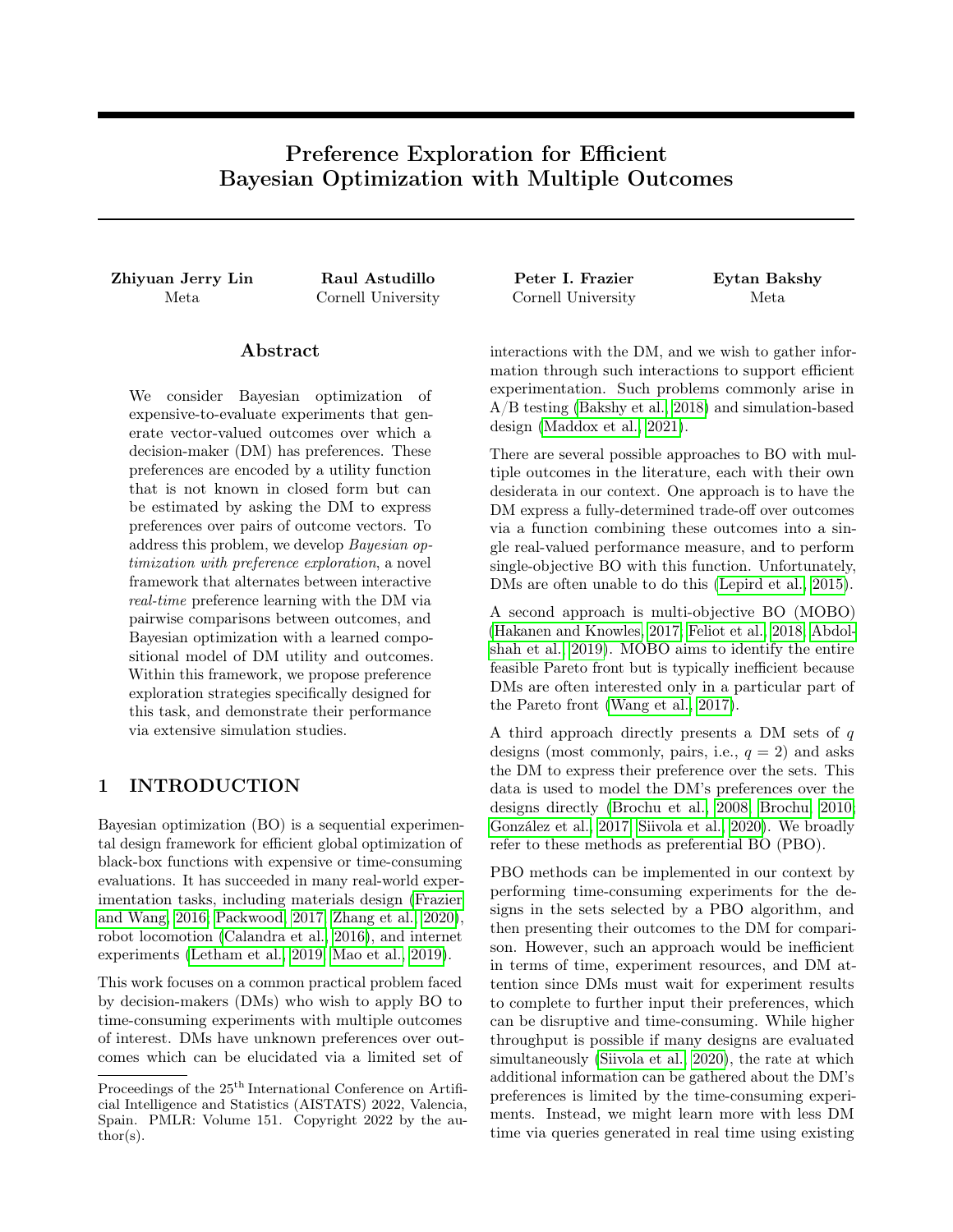# Preference Exploration for Efficient Bayesian Optimization with Multiple Outcomes

**Zhiyuan Jerry Lin** (Meta) **Raul Astudillo** (Cornell University) **Peter I. Frazier** (Cornell University) **Eytan Bakshy** (Meta)

## Abstract

We consider Bayesian optimization of expensive-to-evaluate experiments that generate vector-valued outcomes over which a decision-maker (DM) has preferences. These preferences are encoded by a utility function that is not known in closed form but can be estimated by asking the DM to express preferences over pairs of outcome vectors. To address this problem, we develop *Bayesian optimization with preference exploration*, a novel framework that alternates between interactive *real-time* preference learning with the DM via pairwise comparisons between outcomes, and Bayesian optimization with a learned compositional model of DM utility and outcomes. Within this framework, we propose preference exploration strategies specifically designed for this task, and demonstrate their performance via extensive simulation studies.

## 1 INTRODUCTION

Bayesian optimization (BO) is a sequential experimental design framework for efficient global optimization of black-box functions with expensive or time-consuming evaluations. It has succeeded in many real-world experimentation tasks, including materials design (Frazier and Wang, 2016; Packwood, 2017; Zhang et al., 2020), robot locomotion (Calandra et al., 2016), and internet experiments (Letham et al., 2019; Mao et al., 2019).

This work focuses on a common practical problem faced by decision-makers (DMs) who wish to apply BO to time-consuming experiments with multiple outcomes of interest. DMs have unknown preferences over outcomes which can be elucidated via a limited set of interactions with the DM, and we wish to gather information through such interactions to support efficient experimentation. Such problems commonly arise in A/B testing (Bakshy et al., 2018) and simulation-based design (Maddox et al., 2021).

There are several possible approaches to BO with multiple outcomes in the literature, each with their own desiderata in our context. One approach is to have the DM express a fully-determined trade-off over outcomes via a function combining these outcomes into a single real-valued performance measure, and to perform single-objective BO with this function. Unfortunately, DMs are often unable to do this (Lepird et al., 2015).

A second approach is multi-objective BO (MOBO) (Hakanen and Knowles, 2017; Feliot et al., 2018; Abdolshah et al., 2019). MOBO aims to identify the entire feasible Pareto front but is typically inefficient because DMs are often interested only in a particular part of the Pareto front (Wang et al., 2017).

A third approach directly presents a DM sets of $q$ designs (most commonly, pairs, i.e., $q = 2$) and asks the DM to express their preference over the sets. This data is used to model the DM's preferences over the designs directly (Brochu et al., 2008; Brochu, 2010; González et al., 2017; Siivola et al., 2020). We broadly refer to these methods as preferential BO (PBO).

PBO methods can be implemented in our context by performing time-consuming experiments for the designs in the sets selected by a PBO algorithm, and then presenting their outcomes to the DM for comparison. However, such an approach would be inefficient in terms of time, experiment resources, and DM attention since DMs must wait for experiment results to complete to further input their preferences, which can be disruptive and time-consuming. While higher throughput is possible if many designs are evaluated simultaneously (Siivola et al., 2020), the rate at which additional information can be gathered about the DM's preferences is limited by the time-consuming experiments. Instead, we might learn more with less DM time via queries generated in real time using existing

Proceedings of the 25[th] International Conference on Artificial Intelligence and Statistics (AISTATS) 2022, Valencia, Spain. PMLR: Volume 151. Copyright 2022 by the author(s).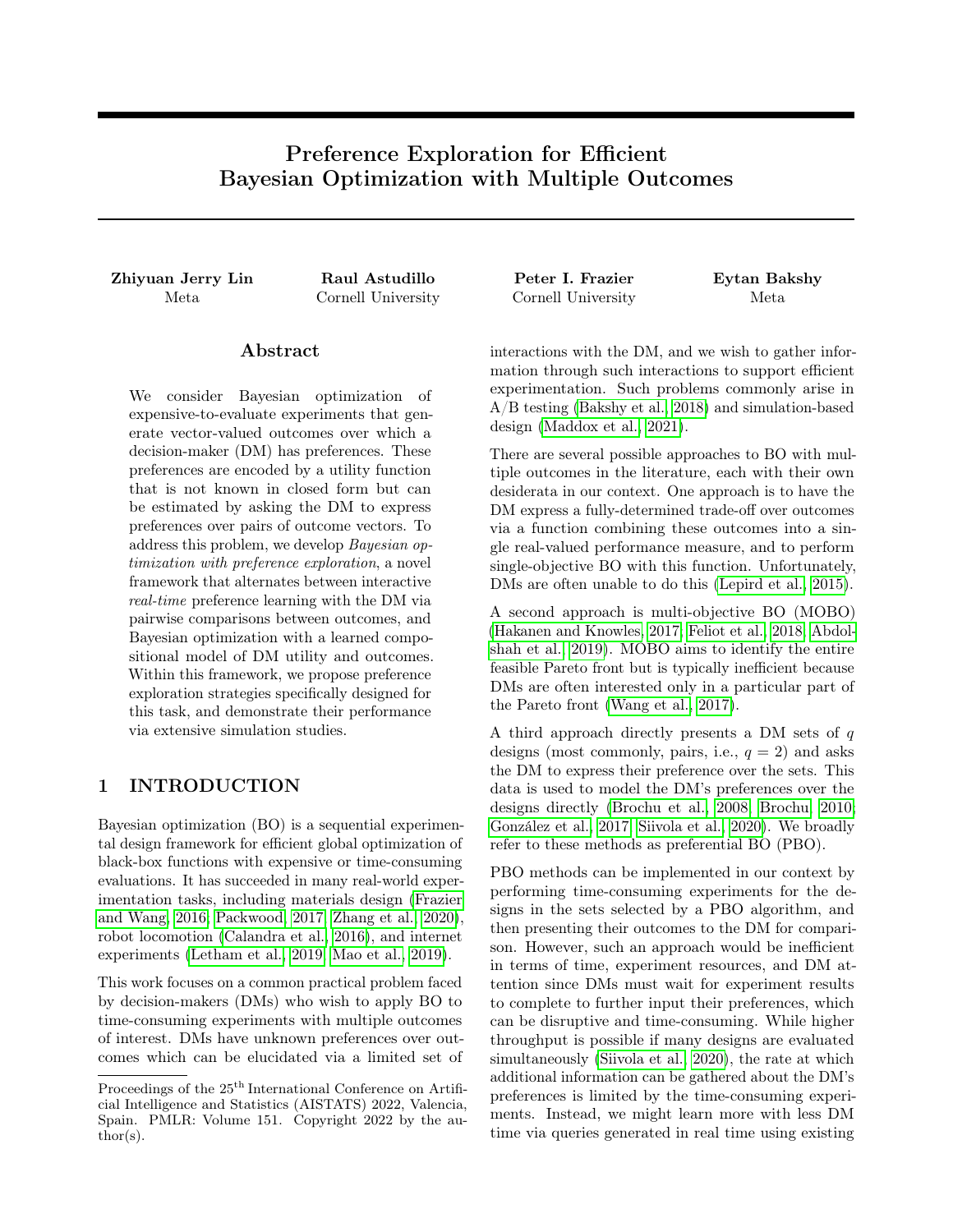# Preference Exploration for Efficient Bayesian Optimization with Multiple Outcomes

**Zhiyuan Jerry Lin**
Meta

**Raul Astudillo**
Cornell University

**Peter I. Frazier**
Cornell University

**Eytan Bakshy**
Meta

## Abstract

We consider Bayesian optimization of expensive-to-evaluate experiments that generate vector-valued outcomes over which a decision-maker (DM) has preferences. These preferences are encoded by a utility function that is not known in closed form but can be estimated by asking the DM to express preferences over pairs of outcome vectors. To address this problem, we develop *Bayesian optimization with preference exploration*, a novel framework that alternates between interactive *real-time* preference learning with the DM via pairwise comparisons between outcomes, and Bayesian optimization with a learned compositional model of DM utility and outcomes. Within this framework, we propose preference exploration strategies specifically designed for this task, and demonstrate their performance via extensive simulation studies.

## 1 INTRODUCTION

Bayesian optimization (BO) is a sequential experimental design framework for efficient global optimization of black-box functions with expensive or time-consuming evaluations. It has succeeded in many real-world experimentation tasks, including materials design (Frazier and Wang, 2016; Packwood, 2017; Zhang et al., 2020), robot locomotion (Calandra et al., 2016), and internet experiments (Letham et al., 2019; Mao et al., 2019).

This work focuses on a common practical problem faced by decision-makers (DMs) who wish to apply BO to time-consuming experiments with multiple outcomes of interest. DMs have unknown preferences over outcomes which can be elucidated via a limited set of interactions with the DM, and we wish to gather information through such interactions to support efficient experimentation. Such problems commonly arise in A/B testing (Bakshy et al., 2018) and simulation-based design (Maddox et al., 2021).

There are several possible approaches to BO with multiple outcomes in the literature, each with their own desiderata in our context. One approach is to have the DM express a fully-determined trade-off over outcomes via a function combining these outcomes into a single real-valued performance measure, and to perform single-objective BO with this function. Unfortunately, DMs are often unable to do this (Lepird et al., 2015).

A second approach is multi-objective BO (MOBO) (Hakanen and Knowles, 2017; Feliot et al., 2018; Abdolshah et al., 2019). MOBO aims to identify the entire feasible Pareto front but is typically inefficient because DMs are often interested only in a particular part of the Pareto front (Wang et al., 2017).

A third approach directly presents a DM sets of $q$ designs (most commonly, pairs, i.e., $q = 2$) and asks the DM to express their preference over the sets. This data is used to model the DM's preferences over the designs directly (Brochu et al., 2008; Brochu, 2010; González et al., 2017; Siivola et al., 2020). We broadly refer to these methods as preferential BO (PBO).

PBO methods can be implemented in our context by performing time-consuming experiments for the designs in the sets selected by a PBO algorithm, and then presenting their outcomes to the DM for comparison. However, such an approach would be inefficient in terms of time, experiment resources, and DM attention since DMs must wait for experiment results to complete to further input their preferences, which can be disruptive and time-consuming. While higher throughput is possible if many designs are evaluated simultaneously (Siivola et al., 2020), the rate at which additional information can be gathered about the DM's preferences is limited by the time-consuming experiments. Instead, we might learn more with less DM time via queries generated in real time using existing

Proceedings of the 25[th] International Conference on Artificial Intelligence and Statistics (AISTATS) 2022, Valencia, Spain. PMLR: Volume 151. Copyright 2022 by the author(s).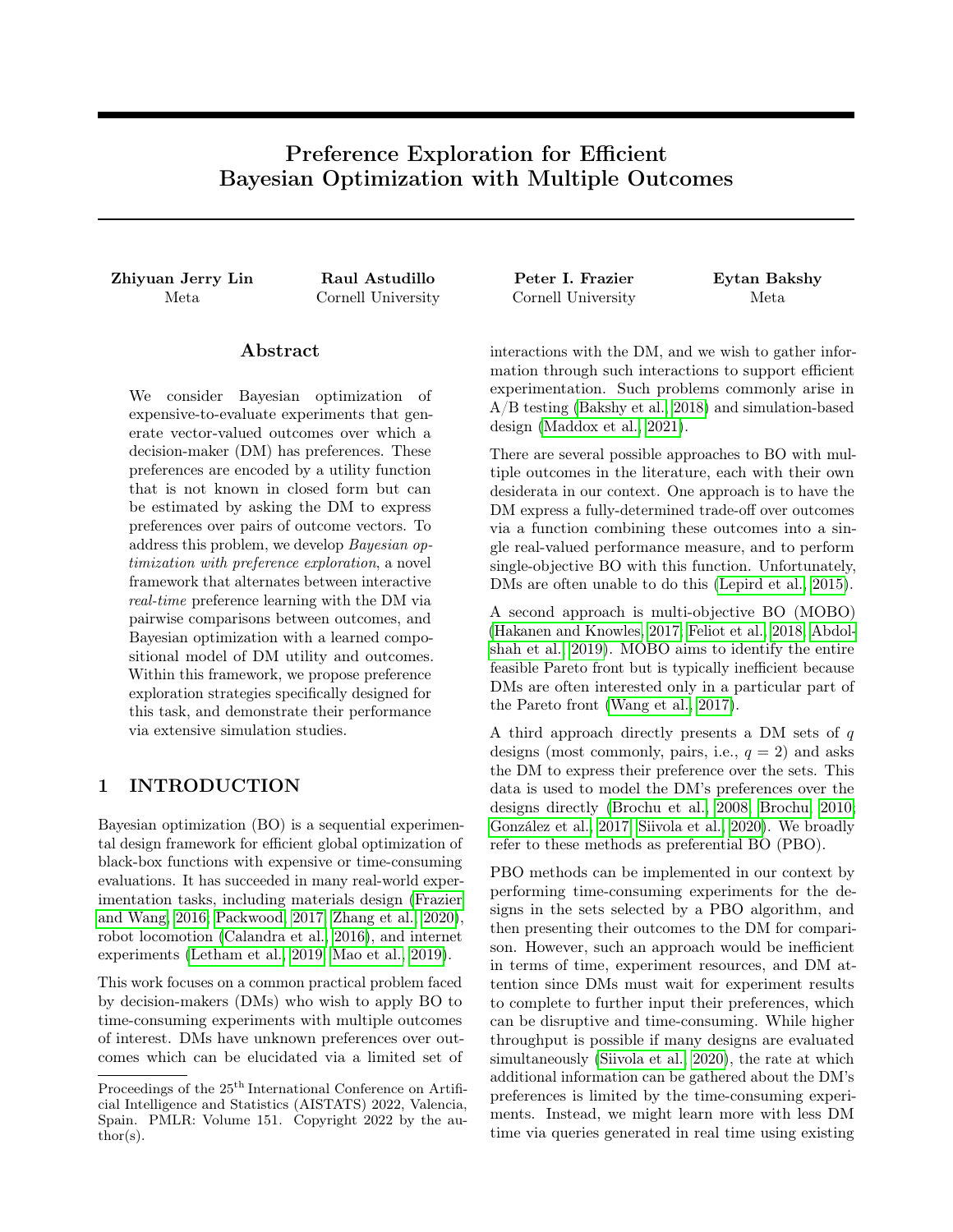# Preference Exploration for Efficient Bayesian Optimization with Multiple Outcomes

**Zhiyuan Jerry Lin**
Meta

**Raul Astudillo**
Cornell University

**Peter I. Frazier**
Cornell University

**Eytan Bakshy**
Meta

## Abstract

We consider Bayesian optimization of expensive-to-evaluate experiments that generate vector-valued outcomes over which a decision-maker (DM) has preferences. These preferences are encoded by a utility function that is not known in closed form but can be estimated by asking the DM to express preferences over pairs of outcome vectors. To address this problem, we develop *Bayesian optimization with preference exploration*, a novel framework that alternates between interactive *real-time* preference learning with the DM via pairwise comparisons between outcomes, and Bayesian optimization with a learned compositional model of DM utility and outcomes. Within this framework, we propose preference exploration strategies specifically designed for this task, and demonstrate their performance via extensive simulation studies.

## 1 INTRODUCTION

Bayesian optimization (BO) is a sequential experimental design framework for efficient global optimization of black-box functions with expensive or time-consuming evaluations. It has succeeded in many real-world experimentation tasks, including materials design (Frazier and Wang, 2016; Packwood, 2017; Zhang et al., 2020), robot locomotion (Calandra et al., 2016), and internet experiments (Letham et al., 2019; Mao et al., 2019).

This work focuses on a common practical problem faced by decision-makers (DMs) who wish to apply BO to time-consuming experiments with multiple outcomes of interest. DMs have unknown preferences over outcomes which can be elucidated via a limited set of interactions with the DM, and we wish to gather information through such interactions to support efficient experimentation. Such problems commonly arise in A/B testing (Bakshy et al., 2018) and simulation-based design (Maddox et al., 2021).

There are several possible approaches to BO with multiple outcomes in the literature, each with their own desiderata in our context. One approach is to have the DM express a fully-determined trade-off over outcomes via a function combining these outcomes into a single real-valued performance measure, and to perform single-objective BO with this function. Unfortunately, DMs are often unable to do this (Lepird et al., 2015).

A second approach is multi-objective BO (MOBO) (Hakanen and Knowles, 2017; Feliot et al., 2018; Abdolshah et al., 2019). MOBO aims to identify the entire feasible Pareto front but is typically inefficient because DMs are often interested only in a particular part of the Pareto front (Wang et al., 2017).

A third approach directly presents a DM sets of $q$ designs (most commonly, pairs, i.e., $q = 2$) and asks the DM to express their preference over the sets. This data is used to model the DM's preferences over the designs directly (Brochu et al., 2008; Brochu, 2010; González et al., 2017; Siivola et al., 2020). We broadly refer to these methods as preferential BO (PBO).

PBO methods can be implemented in our context by performing time-consuming experiments for the designs in the sets selected by a PBO algorithm, and then presenting their outcomes to the DM for comparison. However, such an approach would be inefficient in terms of time, experiment resources, and DM attention since DMs must wait for experiment results to complete to further input their preferences, which can be disruptive and time-consuming. While higher throughput is possible if many designs are evaluated simultaneously (Siivola et al., 2020), the rate at which additional information can be gathered about the DM's preferences is limited by the time-consuming experiments. Instead, we might learn more with less DM time via queries generated in real time using existing

Proceedings of the 25[th] International Conference on Artificial Intelligence and Statistics (AISTATS) 2022, Valencia, Spain. PMLR: Volume 151. Copyright 2022 by the author(s).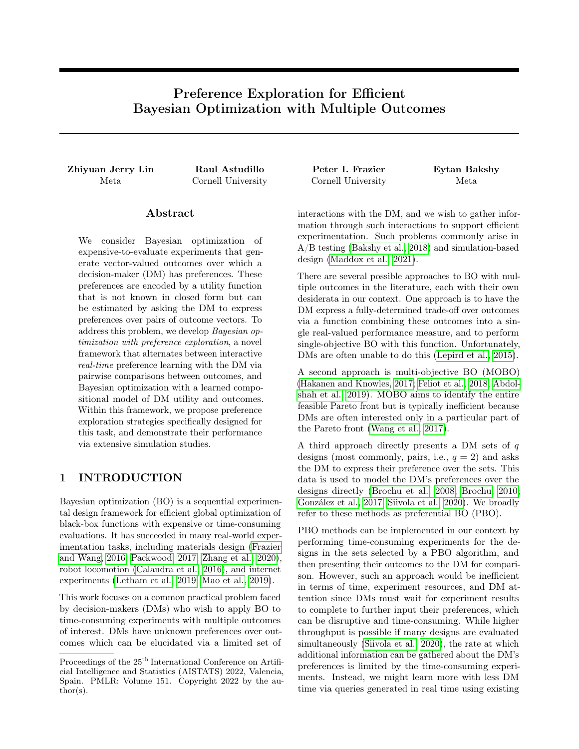# Preference Exploration for Efficient Bayesian Optimization with Multiple Outcomes

**Zhiyuan Jerry Lin**
Meta

**Raul Astudillo**
Cornell University

**Peter I. Frazier**
Cornell University

**Eytan Bakshy**
Meta

## Abstract

We consider Bayesian optimization of expensive-to-evaluate experiments that generate vector-valued outcomes over which a decision-maker (DM) has preferences. These preferences are encoded by a utility function that is not known in closed form but can be estimated by asking the DM to express preferences over pairs of outcome vectors. To address this problem, we develop *Bayesian optimization with preference exploration*, a novel framework that alternates between interactive *real-time* preference learning with the DM via pairwise comparisons between outcomes, and Bayesian optimization with a learned compositional model of DM utility and outcomes. Within this framework, we propose preference exploration strategies specifically designed for this task, and demonstrate their performance via extensive simulation studies.

## 1 INTRODUCTION

Bayesian optimization (BO) is a sequential experimental design framework for efficient global optimization of black-box functions with expensive or time-consuming evaluations. It has succeeded in many real-world experimentation tasks, including materials design (Frazier and Wang, 2016; Packwood, 2017; Zhang et al., 2020), robot locomotion (Calandra et al., 2016), and internet experiments (Letham et al., 2019; Mao et al., 2019).

This work focuses on a common practical problem faced by decision-makers (DMs) who wish to apply BO to time-consuming experiments with multiple outcomes of interest. DMs have unknown preferences over outcomes which can be elucidated via a limited set of interactions with the DM, and we wish to gather information through such interactions to support efficient experimentation. Such problems commonly arise in A/B testing (Bakshy et al., 2018) and simulation-based design (Maddox et al., 2021).

There are several possible approaches to BO with multiple outcomes in the literature, each with their own desiderata in our context. One approach is to have the DM express a fully-determined trade-off over outcomes via a function combining these outcomes into a single real-valued performance measure, and to perform single-objective BO with this function. Unfortunately, DMs are often unable to do this (Lepird et al., 2015).

A second approach is multi-objective BO (MOBO) (Hakanen and Knowles, 2017; Feliot et al., 2018; Abdolshah et al., 2019). MOBO aims to identify the entire feasible Pareto front but is typically inefficient because DMs are often interested only in a particular part of the Pareto front (Wang et al., 2017).

A third approach directly presents a DM sets of $q$ designs (most commonly, pairs, i.e., $q = 2$) and asks the DM to express their preference over the sets. This data is used to model the DM's preferences over the designs directly (Brochu et al., 2008; Brochu, 2010; González et al., 2017; Siivola et al., 2020). We broadly refer to these methods as preferential BO (PBO).

PBO methods can be implemented in our context by performing time-consuming experiments for the designs in the sets selected by a PBO algorithm, and then presenting their outcomes to the DM for comparison. However, such an approach would be inefficient in terms of time, experiment resources, and DM attention since DMs must wait for experiment results to complete to further input their preferences, which can be disruptive and time-consuming. While higher throughput is possible if many designs are evaluated simultaneously (Siivola et al., 2020), the rate at which additional information can be gathered about the DM's preferences is limited by the time-consuming experiments. Instead, we might learn more with less DM time via queries generated in real time using existing

Proceedings of the 25[th] International Conference on Artificial Intelligence and Statistics (AISTATS) 2022, Valencia, Spain. PMLR: Volume 151. Copyright 2022 by the author(s).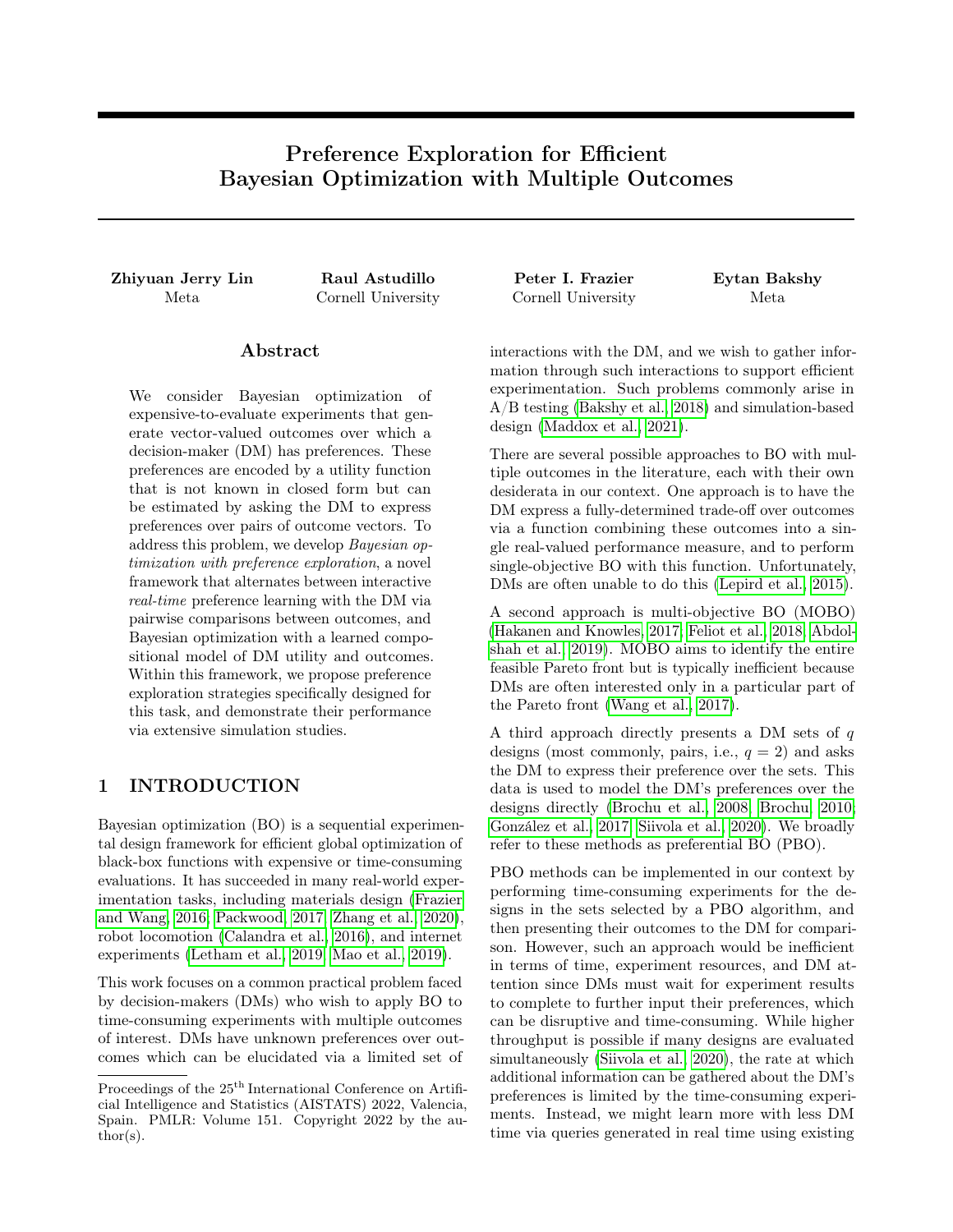# Preference Exploration for Efficient Bayesian Optimization with Multiple Outcomes

**Zhiyuan Jerry Lin**
Meta

**Raul Astudillo**
Cornell University

**Peter I. Frazier**
Cornell University

**Eytan Bakshy**
Meta

## Abstract

We consider Bayesian optimization of expensive-to-evaluate experiments that generate vector-valued outcomes over which a decision-maker (DM) has preferences. These preferences are encoded by a utility function that is not known in closed form but can be estimated by asking the DM to express preferences over pairs of outcome vectors. To address this problem, we develop *Bayesian optimization with preference exploration*, a novel framework that alternates between interactive *real-time* preference learning with the DM via pairwise comparisons between outcomes, and Bayesian optimization with a learned compositional model of DM utility and outcomes. Within this framework, we propose preference exploration strategies specifically designed for this task, and demonstrate their performance via extensive simulation studies.

## 1 INTRODUCTION

Bayesian optimization (BO) is a sequential experimental design framework for efficient global optimization of black-box functions with expensive or time-consuming evaluations. It has succeeded in many real-world experimentation tasks, including materials design (Frazier and Wang, 2016; Packwood, 2017; Zhang et al., 2020), robot locomotion (Calandra et al., 2016), and internet experiments (Letham et al., 2019; Mao et al., 2019).

This work focuses on a common practical problem faced by decision-makers (DMs) who wish to apply BO to time-consuming experiments with multiple outcomes of interest. DMs have unknown preferences over outcomes which can be elucidated via a limited set of interactions with the DM, and we wish to gather information through such interactions to support efficient experimentation. Such problems commonly arise in A/B testing (Bakshy et al., 2018) and simulation-based design (Maddox et al., 2021).

There are several possible approaches to BO with multiple outcomes in the literature, each with their own desiderata in our context. One approach is to have the DM express a fully-determined trade-off over outcomes via a function combining these outcomes into a single real-valued performance measure, and to perform single-objective BO with this function. Unfortunately, DMs are often unable to do this (Lepird et al., 2015).

A second approach is multi-objective BO (MOBO) (Hakanen and Knowles, 2017; Feliot et al., 2018; Abdolshah et al., 2019). MOBO aims to identify the entire feasible Pareto front but is typically inefficient because DMs are often interested only in a particular part of the Pareto front (Wang et al., 2017).

A third approach directly presents a DM sets of $q$ designs (most commonly, pairs, i.e., $q = 2$) and asks the DM to express their preference over the sets. This data is used to model the DM's preferences over the designs directly (Brochu et al., 2008; Brochu, 2010; González et al., 2017; Siivola et al., 2020). We broadly refer to these methods as preferential BO (PBO).

PBO methods can be implemented in our context by performing time-consuming experiments for the designs in the sets selected by a PBO algorithm, and then presenting their outcomes to the DM for comparison. However, such an approach would be inefficient in terms of time, experiment resources, and DM attention since DMs must wait for experiment results to complete to further input their preferences, which can be disruptive and time-consuming. While higher throughput is possible if many designs are evaluated simultaneously (Siivola et al., 2020), the rate at which additional information can be gathered about the DM's preferences is limited by the time-consuming experiments. Instead, we might learn more with less DM time via queries generated in real time using existing

Proceedings of the 25[th] International Conference on Artificial Intelligence and Statistics (AISTATS) 2022, Valencia, Spain. PMLR: Volume 151. Copyright 2022 by the author(s).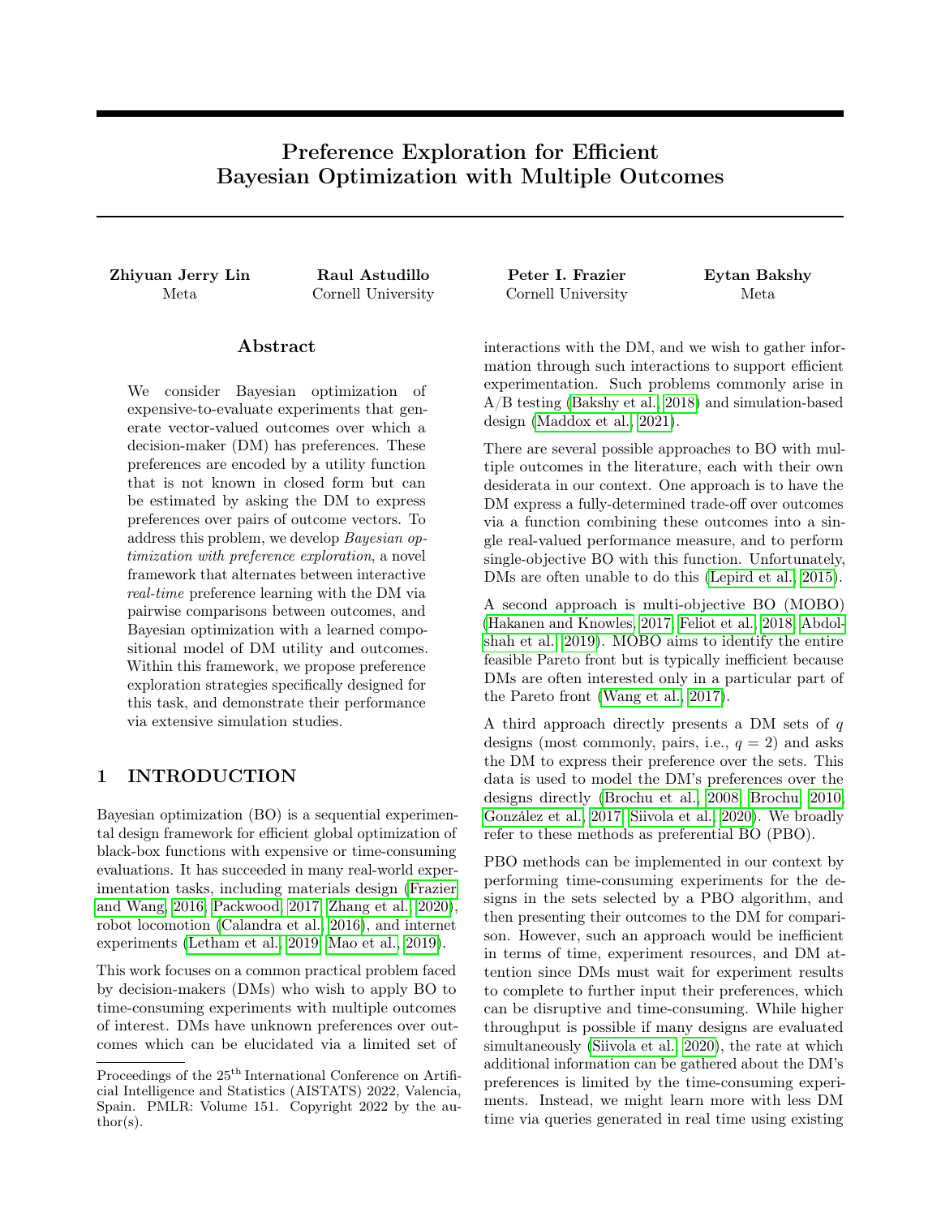# Preference Exploration for Efficient Bayesian Optimization with Multiple Outcomes

**Zhiyuan Jerry Lin**
Meta

**Raul Astudillo**
Cornell University

**Peter I. Frazier**
Cornell University

**Eytan Bakshy**
Meta

## Abstract

We consider Bayesian optimization of expensive-to-evaluate experiments that generate vector-valued outcomes over which a decision-maker (DM) has preferences. These preferences are encoded by a utility function that is not known in closed form but can be estimated by asking the DM to express preferences over pairs of outcome vectors. To address this problem, we develop *Bayesian optimization with preference exploration*, a novel framework that alternates between interactive *real-time* preference learning with the DM via pairwise comparisons between outcomes, and Bayesian optimization with a learned compositional model of DM utility and outcomes. Within this framework, we propose preference exploration strategies specifically designed for this task, and demonstrate their performance via extensive simulation studies.

## 1 INTRODUCTION

Bayesian optimization (BO) is a sequential experimental design framework for efficient global optimization of black-box functions with expensive or time-consuming evaluations. It has succeeded in many real-world experimentation tasks, including materials design (Frazier and Wang, 2016; Packwood, 2017; Zhang et al., 2020), robot locomotion (Calandra et al., 2016), and internet experiments (Letham et al., 2019; Mao et al., 2019).

This work focuses on a common practical problem faced by decision-makers (DMs) who wish to apply BO to time-consuming experiments with multiple outcomes of interest. DMs have unknown preferences over outcomes which can be elucidated via a limited set of interactions with the DM, and we wish to gather information through such interactions to support efficient experimentation. Such problems commonly arise in A/B testing (Bakshy et al., 2018) and simulation-based design (Maddox et al., 2021).

There are several possible approaches to BO with multiple outcomes in the literature, each with their own desiderata in our context. One approach is to have the DM express a fully-determined trade-off over outcomes via a function combining these outcomes into a single real-valued performance measure, and to perform single-objective BO with this function. Unfortunately, DMs are often unable to do this (Lepird et al., 2015).

A second approach is multi-objective BO (MOBO) (Hakanen and Knowles, 2017; Feliot et al., 2018; Abdolshah et al., 2019). MOBO aims to identify the entire feasible Pareto front but is typically inefficient because DMs are often interested only in a particular part of the Pareto front (Wang et al., 2017).

A third approach directly presents a DM sets of $q$ designs (most commonly, pairs, i.e., $q = 2$) and asks the DM to express their preference over the sets. This data is used to model the DM's preferences over the designs directly (Brochu et al., 2008; Brochu, 2010; González et al., 2017; Siivola et al., 2020). We broadly refer to these methods as preferential BO (PBO).

PBO methods can be implemented in our context by performing time-consuming experiments for the designs in the sets selected by a PBO algorithm, and then presenting their outcomes to the DM for comparison. However, such an approach would be inefficient in terms of time, experiment resources, and DM attention since DMs must wait for experiment results to complete to further input their preferences, which can be disruptive and time-consuming. While higher throughput is possible if many designs are evaluated simultaneously (Siivola et al., 2020), the rate at which additional information can be gathered about the DM's preferences is limited by the time-consuming experiments. Instead, we might learn more with less DM time via queries generated in real time using existing

Proceedings of the 25[th] International Conference on Artificial Intelligence and Statistics (AISTATS) 2022, Valencia, Spain. PMLR: Volume 151. Copyright 2022 by the author(s).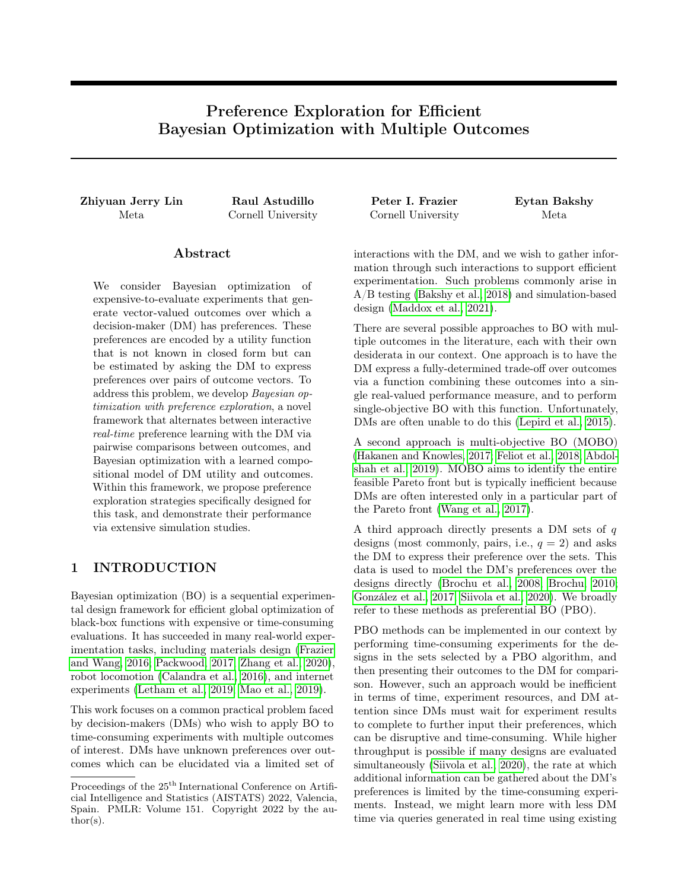# Preference Exploration for Efficient Bayesian Optimization with Multiple Outcomes

**Zhiyuan Jerry Lin**
Meta

**Raul Astudillo**
Cornell University

**Peter I. Frazier**
Cornell University

**Eytan Bakshy**
Meta

## Abstract

We consider Bayesian optimization of expensive-to-evaluate experiments that generate vector-valued outcomes over which a decision-maker (DM) has preferences. These preferences are encoded by a utility function that is not known in closed form but can be estimated by asking the DM to express preferences over pairs of outcome vectors. To address this problem, we develop *Bayesian optimization with preference exploration*, a novel framework that alternates between interactive *real-time* preference learning with the DM via pairwise comparisons between outcomes, and Bayesian optimization with a learned compositional model of DM utility and outcomes. Within this framework, we propose preference exploration strategies specifically designed for this task, and demonstrate their performance via extensive simulation studies.

## 1 INTRODUCTION

Bayesian optimization (BO) is a sequential experimental design framework for efficient global optimization of black-box functions with expensive or time-consuming evaluations. It has succeeded in many real-world experimentation tasks, including materials design (Frazier and Wang, 2016; Packwood, 2017; Zhang et al., 2020), robot locomotion (Calandra et al., 2016), and internet experiments (Letham et al., 2019; Mao et al., 2019).

This work focuses on a common practical problem faced by decision-makers (DMs) who wish to apply BO to time-consuming experiments with multiple outcomes of interest. DMs have unknown preferences over outcomes which can be elucidated via a limited set of interactions with the DM, and we wish to gather information through such interactions to support efficient experimentation. Such problems commonly arise in A/B testing (Bakshy et al., 2018) and simulation-based design (Maddox et al., 2021).

There are several possible approaches to BO with multiple outcomes in the literature, each with their own desiderata in our context. One approach is to have the DM express a fully-determined trade-off over outcomes via a function combining these outcomes into a single real-valued performance measure, and to perform single-objective BO with this function. Unfortunately, DMs are often unable to do this (Lepird et al., 2015).

A second approach is multi-objective BO (MOBO) (Hakanen and Knowles, 2017; Feliot et al., 2018; Abdolshah et al., 2019). MOBO aims to identify the entire feasible Pareto front but is typically inefficient because DMs are often interested only in a particular part of the Pareto front (Wang et al., 2017).

A third approach directly presents a DM sets of $q$ designs (most commonly, pairs, i.e., $q = 2$) and asks the DM to express their preference over the sets. This data is used to model the DM's preferences over the designs directly (Brochu et al., 2008; Brochu, 2010; González et al., 2017; Siivola et al., 2020). We broadly refer to these methods as preferential BO (PBO).

PBO methods can be implemented in our context by performing time-consuming experiments for the designs in the sets selected by a PBO algorithm, and then presenting their outcomes to the DM for comparison. However, such an approach would be inefficient in terms of time, experiment resources, and DM attention since DMs must wait for experiment results to complete to further input their preferences, which can be disruptive and time-consuming. While higher throughput is possible if many designs are evaluated simultaneously (Siivola et al., 2020), the rate at which additional information can be gathered about the DM's preferences is limited by the time-consuming experiments. Instead, we might learn more with less DM time via queries generated in real time using existing

Proceedings of the 25[th] International Conference on Artificial Intelligence and Statistics (AISTATS) 2022, Valencia, Spain. PMLR: Volume 151. Copyright 2022 by the author(s).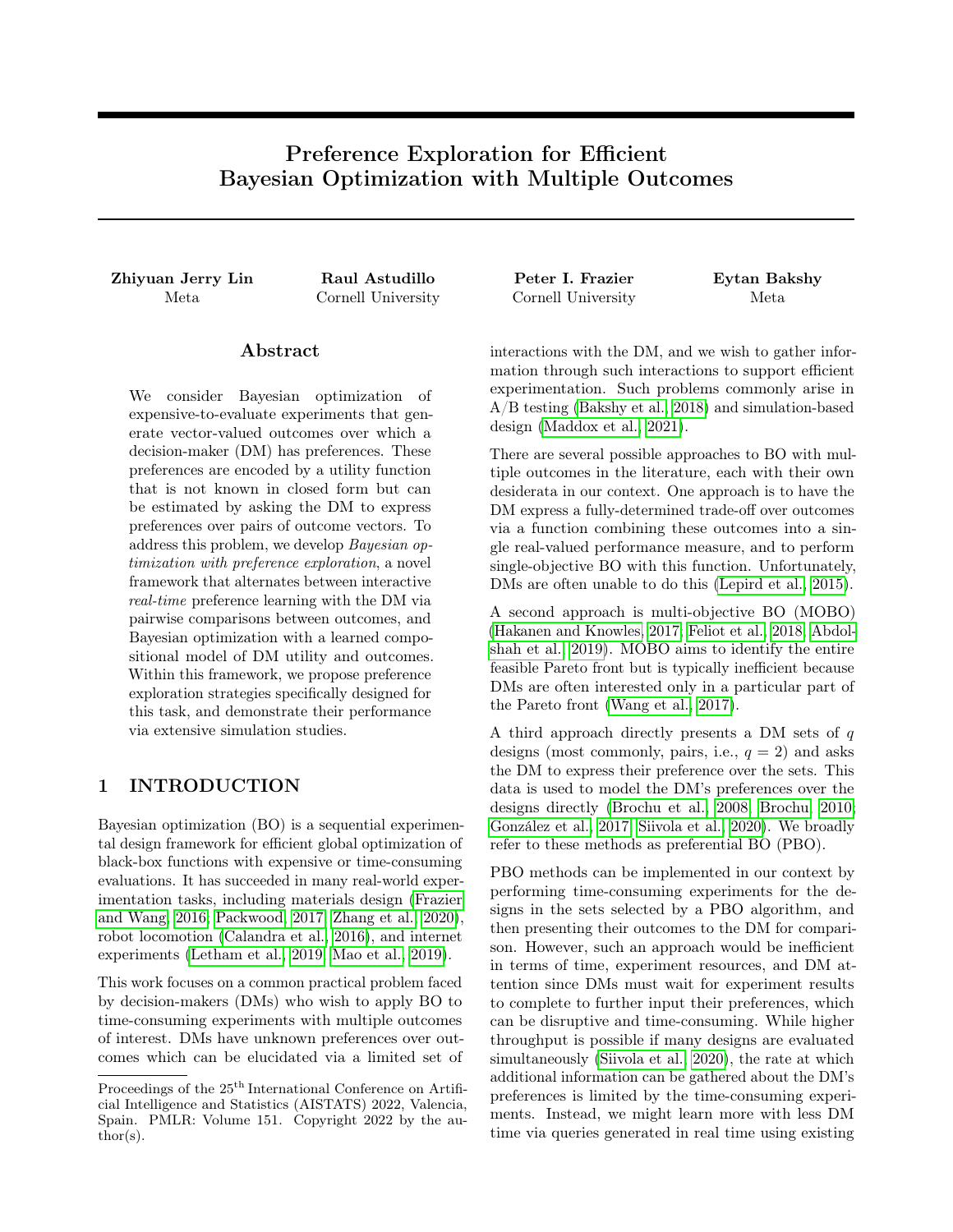# Preference Exploration for Efficient Bayesian Optimization with Multiple Outcomes

**Zhiyuan Jerry Lin**
Meta

**Raul Astudillo**
Cornell University

**Peter I. Frazier**
Cornell University

**Eytan Bakshy**
Meta

## Abstract

We consider Bayesian optimization of expensive-to-evaluate experiments that generate vector-valued outcomes over which a decision-maker (DM) has preferences. These preferences are encoded by a utility function that is not known in closed form but can be estimated by asking the DM to express preferences over pairs of outcome vectors. To address this problem, we develop *Bayesian optimization with preference exploration*, a novel framework that alternates between interactive *real-time* preference learning with the DM via pairwise comparisons between outcomes, and Bayesian optimization with a learned compositional model of DM utility and outcomes. Within this framework, we propose preference exploration strategies specifically designed for this task, and demonstrate their performance via extensive simulation studies.

## 1 INTRODUCTION

Bayesian optimization (BO) is a sequential experimental design framework for efficient global optimization of black-box functions with expensive or time-consuming evaluations. It has succeeded in many real-world experimentation tasks, including materials design (Frazier and Wang, 2016; Packwood, 2017; Zhang et al., 2020), robot locomotion (Calandra et al., 2016), and internet experiments (Letham et al., 2019; Mao et al., 2019).

This work focuses on a common practical problem faced by decision-makers (DMs) who wish to apply BO to time-consuming experiments with multiple outcomes of interest. DMs have unknown preferences over outcomes which can be elucidated via a limited set of interactions with the DM, and we wish to gather information through such interactions to support efficient experimentation. Such problems commonly arise in A/B testing (Bakshy et al., 2018) and simulation-based design (Maddox et al., 2021).

There are several possible approaches to BO with multiple outcomes in the literature, each with their own desiderata in our context. One approach is to have the DM express a fully-determined trade-off over outcomes via a function combining these outcomes into a single real-valued performance measure, and to perform single-objective BO with this function. Unfortunately, DMs are often unable to do this (Lepird et al., 2015).

A second approach is multi-objective BO (MOBO) (Hakanen and Knowles, 2017; Feliot et al., 2018; Abdolshah et al., 2019). MOBO aims to identify the entire feasible Pareto front but is typically inefficient because DMs are often interested only in a particular part of the Pareto front (Wang et al., 2017).

A third approach directly presents a DM sets of $q$ designs (most commonly, pairs, i.e., $q = 2$) and asks the DM to express their preference over the sets. This data is used to model the DM's preferences over the designs directly (Brochu et al., 2008; Brochu, 2010; González et al., 2017; Siivola et al., 2020). We broadly refer to these methods as preferential BO (PBO).

PBO methods can be implemented in our context by performing time-consuming experiments for the designs in the sets selected by a PBO algorithm, and then presenting their outcomes to the DM for comparison. However, such an approach would be inefficient in terms of time, experiment resources, and DM attention since DMs must wait for experiment results to complete to further input their preferences, which can be disruptive and time-consuming. While higher throughput is possible if many designs are evaluated simultaneously (Siivola et al., 2020), the rate at which additional information can be gathered about the DM's preferences is limited by the time-consuming experiments. Instead, we might learn more with less DM time via queries generated in real time using existing

Proceedings of the 25[th] International Conference on Artificial Intelligence and Statistics (AISTATS) 2022, Valencia, Spain. PMLR: Volume 151. Copyright 2022 by the author(s).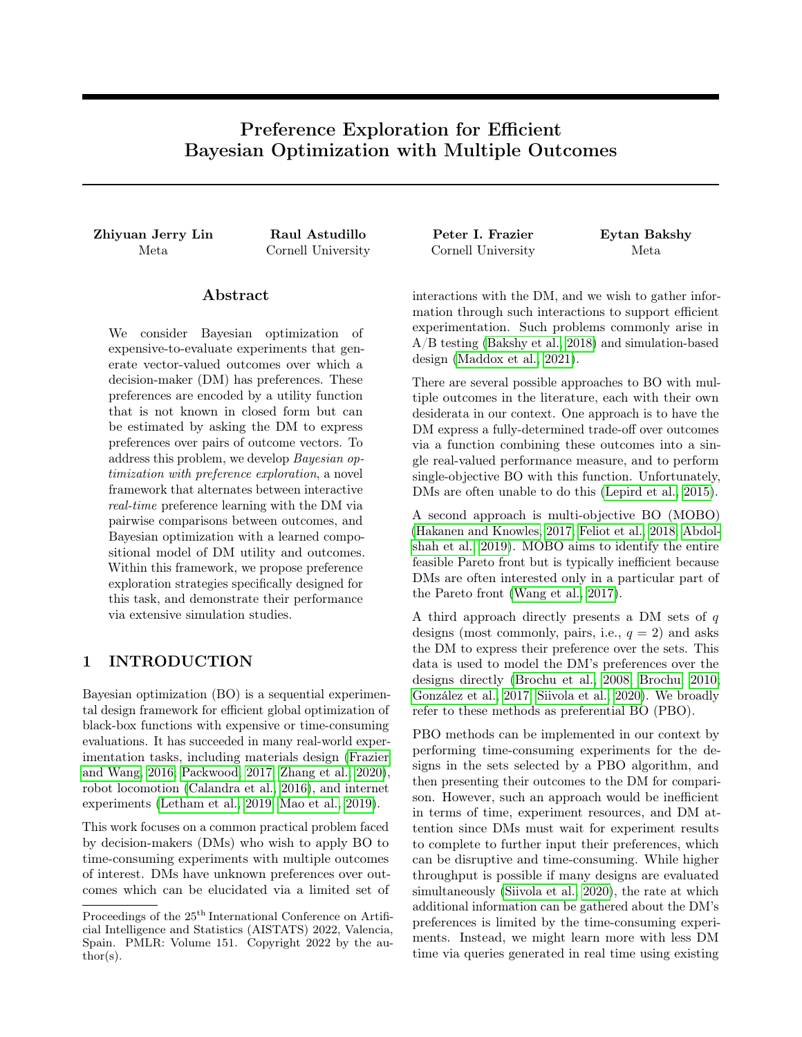# Preference Exploration for Efficient Bayesian Optimization with Multiple Outcomes

**Zhiyuan Jerry Lin**
Meta

**Raul Astudillo**
Cornell University

**Peter I. Frazier**
Cornell University

**Eytan Bakshy**
Meta

## Abstract

We consider Bayesian optimization of expensive-to-evaluate experiments that generate vector-valued outcomes over which a decision-maker (DM) has preferences. These preferences are encoded by a utility function that is not known in closed form but can be estimated by asking the DM to express preferences over pairs of outcome vectors. To address this problem, we develop *Bayesian optimization with preference exploration*, a novel framework that alternates between interactive *real-time* preference learning with the DM via pairwise comparisons between outcomes, and Bayesian optimization with a learned compositional model of DM utility and outcomes. Within this framework, we propose preference exploration strategies specifically designed for this task, and demonstrate their performance via extensive simulation studies.

## 1 INTRODUCTION

Bayesian optimization (BO) is a sequential experimental design framework for efficient global optimization of black-box functions with expensive or time-consuming evaluations. It has succeeded in many real-world experimentation tasks, including materials design (Frazier and Wang, 2016; Packwood, 2017; Zhang et al., 2020), robot locomotion (Calandra et al., 2016), and internet experiments (Letham et al., 2019; Mao et al., 2019).

This work focuses on a common practical problem faced by decision-makers (DMs) who wish to apply BO to time-consuming experiments with multiple outcomes of interest. DMs have unknown preferences over outcomes which can be elucidated via a limited set of interactions with the DM, and we wish to gather information through such interactions to support efficient experimentation. Such problems commonly arise in A/B testing (Bakshy et al., 2018) and simulation-based design (Maddox et al., 2021).

There are several possible approaches to BO with multiple outcomes in the literature, each with their own desiderata in our context. One approach is to have the DM express a fully-determined trade-off over outcomes via a function combining these outcomes into a single real-valued performance measure, and to perform single-objective BO with this function. Unfortunately, DMs are often unable to do this (Lepird et al., 2015).

A second approach is multi-objective BO (MOBO) (Hakanen and Knowles, 2017; Feliot et al., 2018; Abdolshah et al., 2019). MOBO aims to identify the entire feasible Pareto front but is typically inefficient because DMs are often interested only in a particular part of the Pareto front (Wang et al., 2017).

A third approach directly presents a DM sets of $q$ designs (most commonly, pairs, i.e., $q = 2$) and asks the DM to express their preference over the sets. This data is used to model the DM's preferences over the designs directly (Brochu et al., 2008; Brochu, 2010; González et al., 2017; Siivola et al., 2020). We broadly refer to these methods as preferential BO (PBO).

PBO methods can be implemented in our context by performing time-consuming experiments for the designs in the sets selected by a PBO algorithm, and then presenting their outcomes to the DM for comparison. However, such an approach would be inefficient in terms of time, experiment resources, and DM attention since DMs must wait for experiment results to complete to further input their preferences, which can be disruptive and time-consuming. While higher throughput is possible if many designs are evaluated simultaneously (Siivola et al., 2020), the rate at which additional information can be gathered about the DM's preferences is limited by the time-consuming experiments. Instead, we might learn more with less DM time via queries generated in real time using existing

Proceedings of the 25[th] International Conference on Artificial Intelligence and Statistics (AISTATS) 2022, Valencia, Spain. PMLR: Volume 151. Copyright 2022 by the author(s).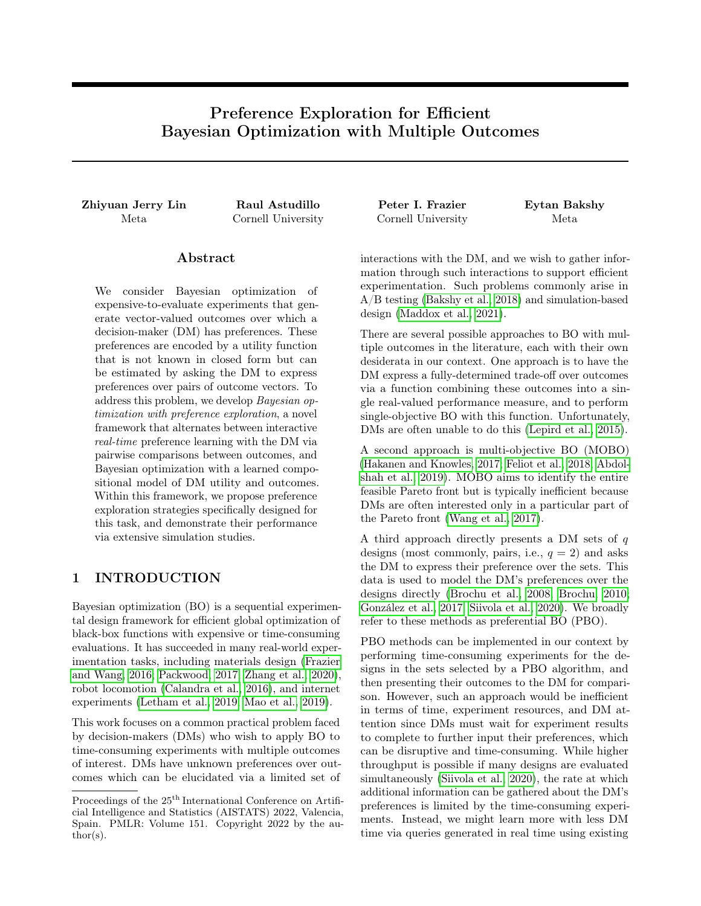# Preference Exploration for Efficient Bayesian Optimization with Multiple Outcomes

**Zhiyuan Jerry Lin**
Meta

**Raul Astudillo**
Cornell University

**Peter I. Frazier**
Cornell University

**Eytan Bakshy**
Meta

## Abstract

We consider Bayesian optimization of expensive-to-evaluate experiments that generate vector-valued outcomes over which a decision-maker (DM) has preferences. These preferences are encoded by a utility function that is not known in closed form but can be estimated by asking the DM to express preferences over pairs of outcome vectors. To address this problem, we develop *Bayesian optimization with preference exploration*, a novel framework that alternates between interactive *real-time* preference learning with the DM via pairwise comparisons between outcomes, and Bayesian optimization with a learned compositional model of DM utility and outcomes. Within this framework, we propose preference exploration strategies specifically designed for this task, and demonstrate their performance via extensive simulation studies.

## 1 INTRODUCTION

Bayesian optimization (BO) is a sequential experimental design framework for efficient global optimization of black-box functions with expensive or time-consuming evaluations. It has succeeded in many real-world experimentation tasks, including materials design (Frazier and Wang, 2016; Packwood, 2017; Zhang et al., 2020), robot locomotion (Calandra et al., 2016), and internet experiments (Letham et al., 2019; Mao et al., 2019).

This work focuses on a common practical problem faced by decision-makers (DMs) who wish to apply BO to time-consuming experiments with multiple outcomes of interest. DMs have unknown preferences over outcomes which can be elucidated via a limited set of interactions with the DM, and we wish to gather information through such interactions to support efficient experimentation. Such problems commonly arise in A/B testing (Bakshy et al., 2018) and simulation-based design (Maddox et al., 2021).

There are several possible approaches to BO with multiple outcomes in the literature, each with their own desiderata in our context. One approach is to have the DM express a fully-determined trade-off over outcomes via a function combining these outcomes into a single real-valued performance measure, and to perform single-objective BO with this function. Unfortunately, DMs are often unable to do this (Lepird et al., 2015).

A second approach is multi-objective BO (MOBO) (Hakanen and Knowles, 2017; Feliot et al., 2018; Abdolshah et al., 2019). MOBO aims to identify the entire feasible Pareto front but is typically inefficient because DMs are often interested only in a particular part of the Pareto front (Wang et al., 2017).

A third approach directly presents a DM sets of $q$ designs (most commonly, pairs, i.e., $q = 2$) and asks the DM to express their preference over the sets. This data is used to model the DM's preferences over the designs directly (Brochu et al., 2008; Brochu, 2010; González et al., 2017; Siivola et al., 2020). We broadly refer to these methods as preferential BO (PBO).

PBO methods can be implemented in our context by performing time-consuming experiments for the designs in the sets selected by a PBO algorithm, and then presenting their outcomes to the DM for comparison. However, such an approach would be inefficient in terms of time, experiment resources, and DM attention since DMs must wait for experiment results to complete to further input their preferences, which can be disruptive and time-consuming. While higher throughput is possible if many designs are evaluated simultaneously (Siivola et al., 2020), the rate at which additional information can be gathered about the DM's preferences is limited by the time-consuming experiments. Instead, we might learn more with less DM time via queries generated in real time using existing

Proceedings of the 25[th] International Conference on Artificial Intelligence and Statistics (AISTATS) 2022, Valencia, Spain. PMLR: Volume 151. Copyright 2022 by the author(s).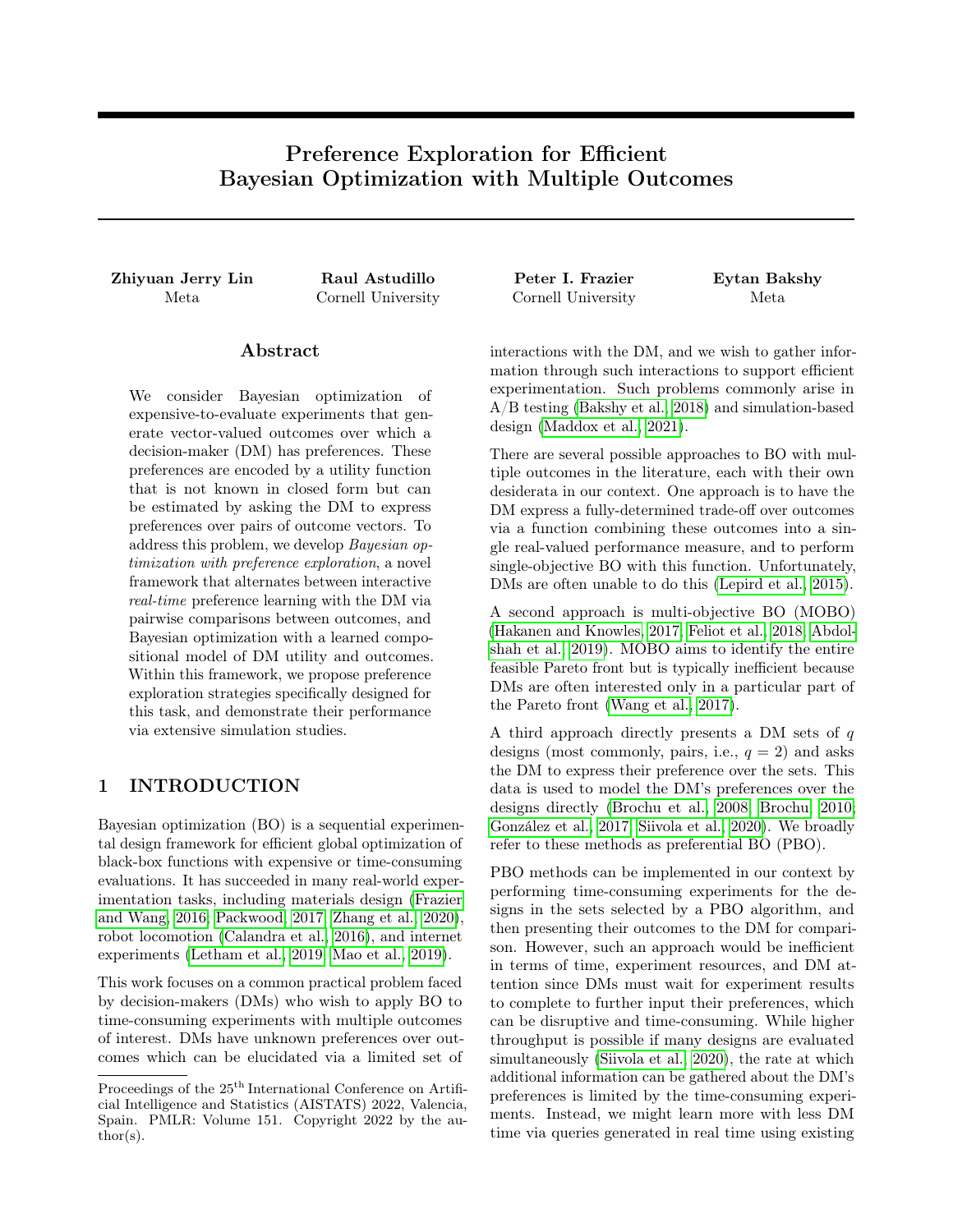# Preference Exploration for Efficient Bayesian Optimization with Multiple Outcomes

**Zhiyuan Jerry Lin**
Meta

**Raul Astudillo**
Cornell University

**Peter I. Frazier**
Cornell University

**Eytan Bakshy**
Meta

## Abstract

We consider Bayesian optimization of expensive-to-evaluate experiments that generate vector-valued outcomes over which a decision-maker (DM) has preferences. These preferences are encoded by a utility function that is not known in closed form but can be estimated by asking the DM to express preferences over pairs of outcome vectors. To address this problem, we develop *Bayesian optimization with preference exploration*, a novel framework that alternates between interactive *real-time* preference learning with the DM via pairwise comparisons between outcomes, and Bayesian optimization with a learned compositional model of DM utility and outcomes. Within this framework, we propose preference exploration strategies specifically designed for this task, and demonstrate their performance via extensive simulation studies.

## 1 INTRODUCTION

Bayesian optimization (BO) is a sequential experimental design framework for efficient global optimization of black-box functions with expensive or time-consuming evaluations. It has succeeded in many real-world experimentation tasks, including materials design (Frazier and Wang, 2016; Packwood, 2017; Zhang et al., 2020), robot locomotion (Calandra et al., 2016), and internet experiments (Letham et al., 2019; Mao et al., 2019).

This work focuses on a common practical problem faced by decision-makers (DMs) who wish to apply BO to time-consuming experiments with multiple outcomes of interest. DMs have unknown preferences over outcomes which can be elucidated via a limited set of interactions with the DM, and we wish to gather information through such interactions to support efficient experimentation. Such problems commonly arise in A/B testing (Bakshy et al., 2018) and simulation-based design (Maddox et al., 2021).

There are several possible approaches to BO with multiple outcomes in the literature, each with their own desiderata in our context. One approach is to have the DM express a fully-determined trade-off over outcomes via a function combining these outcomes into a single real-valued performance measure, and to perform single-objective BO with this function. Unfortunately, DMs are often unable to do this (Lepird et al., 2015).

A second approach is multi-objective BO (MOBO) (Hakanen and Knowles, 2017; Feliot et al., 2018; Abdolshah et al., 2019). MOBO aims to identify the entire feasible Pareto front but is typically inefficient because DMs are often interested only in a particular part of the Pareto front (Wang et al., 2017).

A third approach directly presents a DM sets of $q$ designs (most commonly, pairs, i.e., $q = 2$) and asks the DM to express their preference over the sets. This data is used to model the DM's preferences over the designs directly (Brochu et al., 2008; Brochu, 2010; González et al., 2017; Siivola et al., 2020). We broadly refer to these methods as preferential BO (PBO).

PBO methods can be implemented in our context by performing time-consuming experiments for the designs in the sets selected by a PBO algorithm, and then presenting their outcomes to the DM for comparison. However, such an approach would be inefficient in terms of time, experiment resources, and DM attention since DMs must wait for experiment results to complete to further input their preferences, which can be disruptive and time-consuming. While higher throughput is possible if many designs are evaluated simultaneously (Siivola et al., 2020), the rate at which additional information can be gathered about the DM's preferences is limited by the time-consuming experiments. Instead, we might learn more with less DM time via queries generated in real time using existing

Proceedings of the 25[th] International Conference on Artificial Intelligence and Statistics (AISTATS) 2022, Valencia, Spain. PMLR: Volume 151. Copyright 2022 by the author(s).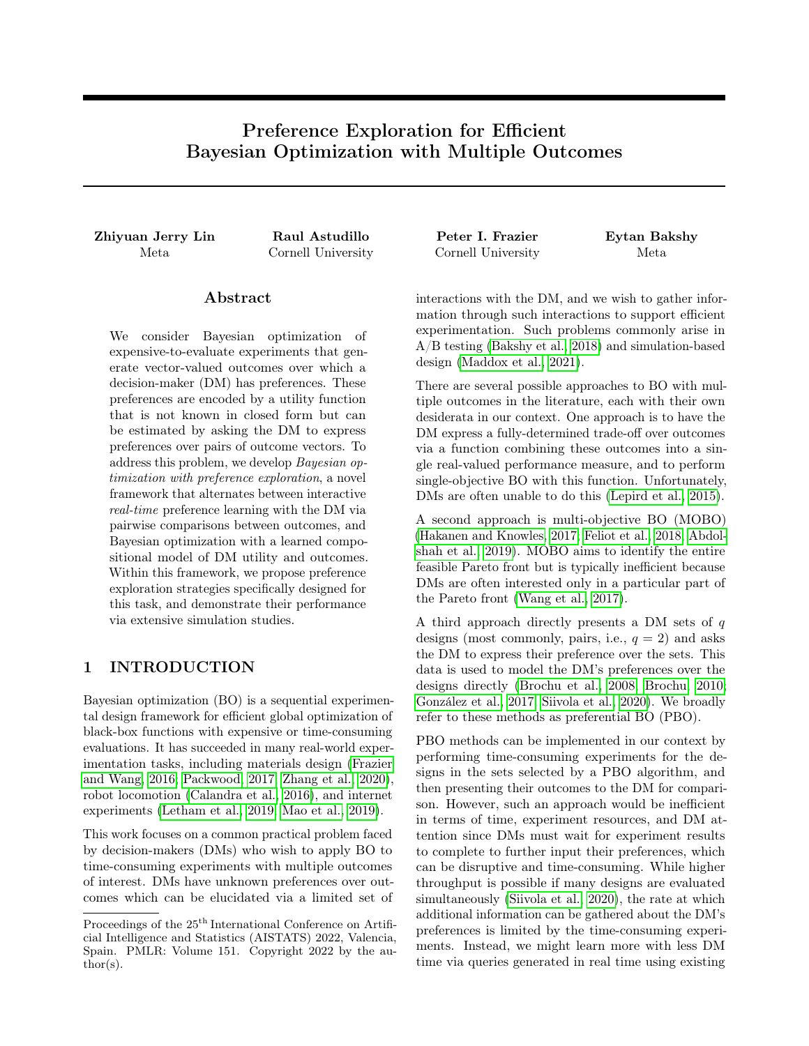# Preference Exploration for Efficient Bayesian Optimization with Multiple Outcomes

**Zhiyuan Jerry Lin**
Meta

**Raul Astudillo**
Cornell University

**Peter I. Frazier**
Cornell University

**Eytan Bakshy**
Meta

## Abstract

We consider Bayesian optimization of expensive-to-evaluate experiments that generate vector-valued outcomes over which a decision-maker (DM) has preferences. These preferences are encoded by a utility function that is not known in closed form but can be estimated by asking the DM to express preferences over pairs of outcome vectors. To address this problem, we develop *Bayesian optimization with preference exploration*, a novel framework that alternates between interactive *real-time* preference learning with the DM via pairwise comparisons between outcomes, and Bayesian optimization with a learned compositional model of DM utility and outcomes. Within this framework, we propose preference exploration strategies specifically designed for this task, and demonstrate their performance via extensive simulation studies.

## 1 INTRODUCTION

Bayesian optimization (BO) is a sequential experimental design framework for efficient global optimization of black-box functions with expensive or time-consuming evaluations. It has succeeded in many real-world experimentation tasks, including materials design (Frazier and Wang, 2016; Packwood, 2017; Zhang et al., 2020), robot locomotion (Calandra et al., 2016), and internet experiments (Letham et al., 2019; Mao et al., 2019).

This work focuses on a common practical problem faced by decision-makers (DMs) who wish to apply BO to time-consuming experiments with multiple outcomes of interest. DMs have unknown preferences over outcomes which can be elucidated via a limited set of interactions with the DM, and we wish to gather information through such interactions to support efficient experimentation. Such problems commonly arise in A/B testing (Bakshy et al., 2018) and simulation-based design (Maddox et al., 2021).

There are several possible approaches to BO with multiple outcomes in the literature, each with their own desiderata in our context. One approach is to have the DM express a fully-determined trade-off over outcomes via a function combining these outcomes into a single real-valued performance measure, and to perform single-objective BO with this function. Unfortunately, DMs are often unable to do this (Lepird et al., 2015).

A second approach is multi-objective BO (MOBO) (Hakanen and Knowles, 2017; Feliot et al., 2018; Abdolshah et al., 2019). MOBO aims to identify the entire feasible Pareto front but is typically inefficient because DMs are often interested only in a particular part of the Pareto front (Wang et al., 2017).

A third approach directly presents a DM sets of $q$ designs (most commonly, pairs, i.e., $q = 2$) and asks the DM to express their preference over the sets. This data is used to model the DM's preferences over the designs directly (Brochu et al., 2008; Brochu, 2010; González et al., 2017; Siivola et al., 2020). We broadly refer to these methods as preferential BO (PBO).

PBO methods can be implemented in our context by performing time-consuming experiments for the designs in the sets selected by a PBO algorithm, and then presenting their outcomes to the DM for comparison. However, such an approach would be inefficient in terms of time, experiment resources, and DM attention since DMs must wait for experiment results to complete to further input their preferences, which can be disruptive and time-consuming. While higher throughput is possible if many designs are evaluated simultaneously (Siivola et al., 2020), the rate at which additional information can be gathered about the DM's preferences is limited by the time-consuming experiments. Instead, we might learn more with less DM time via queries generated in real time using existing

Proceedings of the 25[th] International Conference on Artificial Intelligence and Statistics (AISTATS) 2022, Valencia, Spain. PMLR: Volume 151. Copyright 2022 by the author(s).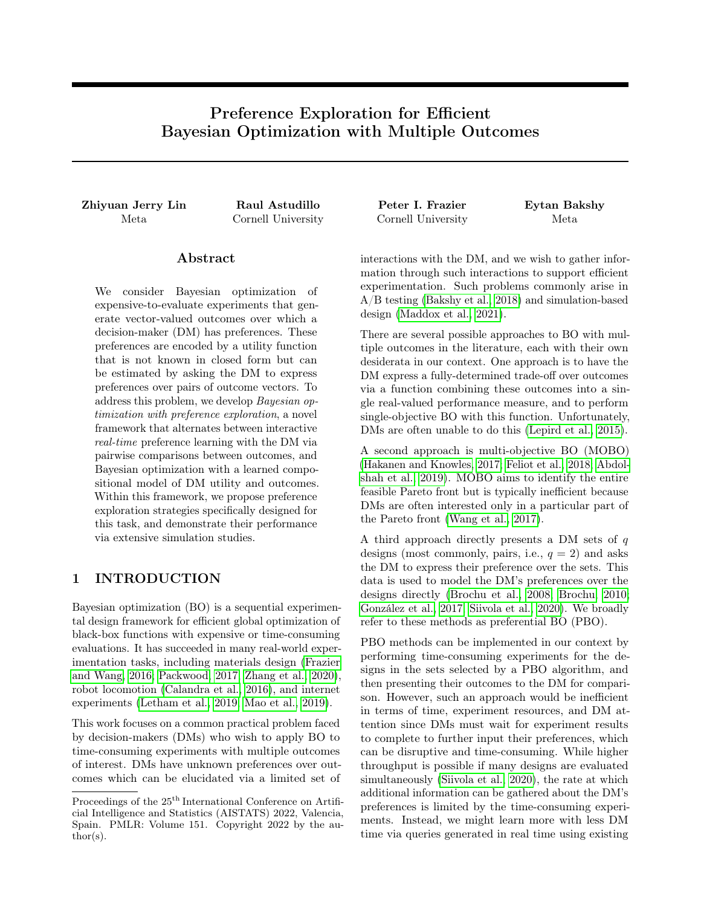# Preference Exploration for Efficient Bayesian Optimization with Multiple Outcomes

**Zhiyuan Jerry Lin**
Meta

**Raul Astudillo**
Cornell University

**Peter I. Frazier**
Cornell University

**Eytan Bakshy**
Meta

## Abstract

We consider Bayesian optimization of expensive-to-evaluate experiments that generate vector-valued outcomes over which a decision-maker (DM) has preferences. These preferences are encoded by a utility function that is not known in closed form but can be estimated by asking the DM to express preferences over pairs of outcome vectors. To address this problem, we develop *Bayesian optimization with preference exploration*, a novel framework that alternates between interactive *real-time* preference learning with the DM via pairwise comparisons between outcomes, and Bayesian optimization with a learned compositional model of DM utility and outcomes. Within this framework, we propose preference exploration strategies specifically designed for this task, and demonstrate their performance via extensive simulation studies.

## 1 INTRODUCTION

Bayesian optimization (BO) is a sequential experimental design framework for efficient global optimization of black-box functions with expensive or time-consuming evaluations. It has succeeded in many real-world experimentation tasks, including materials design (Frazier and Wang, 2016; Packwood, 2017; Zhang et al., 2020), robot locomotion (Calandra et al., 2016), and internet experiments (Letham et al., 2019; Mao et al., 2019).

This work focuses on a common practical problem faced by decision-makers (DMs) who wish to apply BO to time-consuming experiments with multiple outcomes of interest. DMs have unknown preferences over outcomes which can be elucidated via a limited set of interactions with the DM, and we wish to gather information through such interactions to support efficient experimentation. Such problems commonly arise in A/B testing (Bakshy et al., 2018) and simulation-based design (Maddox et al., 2021).

There are several possible approaches to BO with multiple outcomes in the literature, each with their own desiderata in our context. One approach is to have the DM express a fully-determined trade-off over outcomes via a function combining these outcomes into a single real-valued performance measure, and to perform single-objective BO with this function. Unfortunately, DMs are often unable to do this (Lepird et al., 2015).

A second approach is multi-objective BO (MOBO) (Hakanen and Knowles, 2017; Feliot et al., 2018; Abdolshah et al., 2019). MOBO aims to identify the entire feasible Pareto front but is typically inefficient because DMs are often interested only in a particular part of the Pareto front (Wang et al., 2017).

A third approach directly presents a DM sets of $q$ designs (most commonly, pairs, i.e., $q = 2$) and asks the DM to express their preference over the sets. This data is used to model the DM's preferences over the designs directly (Brochu et al., 2008; Brochu, 2010; González et al., 2017; Siivola et al., 2020). We broadly refer to these methods as preferential BO (PBO).

PBO methods can be implemented in our context by performing time-consuming experiments for the designs in the sets selected by a PBO algorithm, and then presenting their outcomes to the DM for comparison. However, such an approach would be inefficient in terms of time, experiment resources, and DM attention since DMs must wait for experiment results to complete to further input their preferences, which can be disruptive and time-consuming. While higher throughput is possible if many designs are evaluated simultaneously (Siivola et al., 2020), the rate at which additional information can be gathered about the DM's preferences is limited by the time-consuming experiments. Instead, we might learn more with less DM time via queries generated in real time using existing

Proceedings of the 25[th] International Conference on Artificial Intelligence and Statistics (AISTATS) 2022, Valencia, Spain. PMLR: Volume 151. Copyright 2022 by the author(s).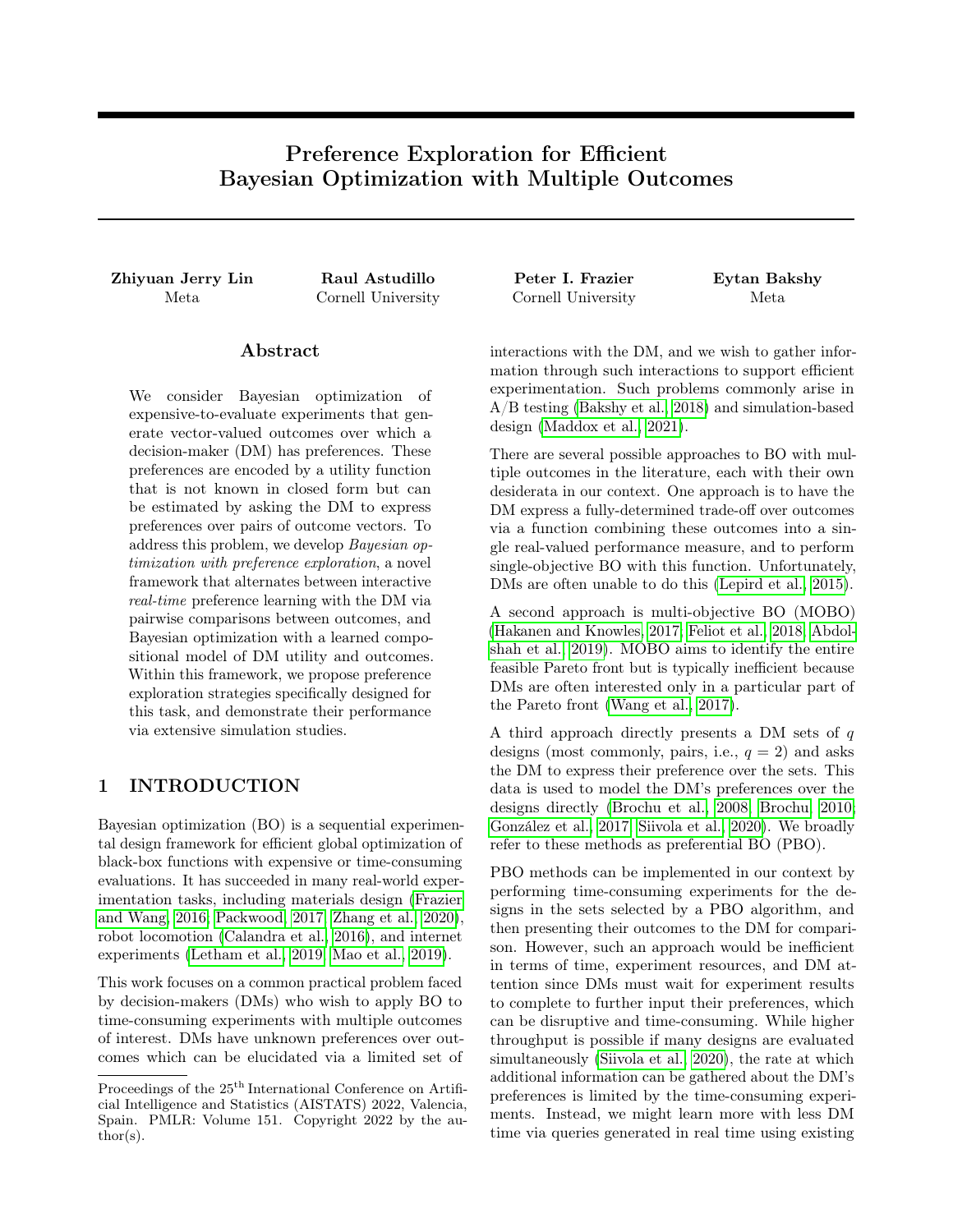# Preference Exploration for Efficient Bayesian Optimization with Multiple Outcomes

**Zhiyuan Jerry Lin**
Meta

**Raul Astudillo**
Cornell University

**Peter I. Frazier**
Cornell University

**Eytan Bakshy**
Meta

## Abstract

We consider Bayesian optimization of expensive-to-evaluate experiments that generate vector-valued outcomes over which a decision-maker (DM) has preferences. These preferences are encoded by a utility function that is not known in closed form but can be estimated by asking the DM to express preferences over pairs of outcome vectors. To address this problem, we develop *Bayesian optimization with preference exploration*, a novel framework that alternates between interactive *real-time* preference learning with the DM via pairwise comparisons between outcomes, and Bayesian optimization with a learned compositional model of DM utility and outcomes. Within this framework, we propose preference exploration strategies specifically designed for this task, and demonstrate their performance via extensive simulation studies.

## 1 INTRODUCTION

Bayesian optimization (BO) is a sequential experimental design framework for efficient global optimization of black-box functions with expensive or time-consuming evaluations. It has succeeded in many real-world experimentation tasks, including materials design (Frazier and Wang, 2016; Packwood, 2017; Zhang et al., 2020), robot locomotion (Calandra et al., 2016), and internet experiments (Letham et al., 2019; Mao et al., 2019).

This work focuses on a common practical problem faced by decision-makers (DMs) who wish to apply BO to time-consuming experiments with multiple outcomes of interest. DMs have unknown preferences over outcomes which can be elucidated via a limited set of interactions with the DM, and we wish to gather information through such interactions to support efficient experimentation. Such problems commonly arise in A/B testing (Bakshy et al., 2018) and simulation-based design (Maddox et al., 2021).

There are several possible approaches to BO with multiple outcomes in the literature, each with their own desiderata in our context. One approach is to have the DM express a fully-determined trade-off over outcomes via a function combining these outcomes into a single real-valued performance measure, and to perform single-objective BO with this function. Unfortunately, DMs are often unable to do this (Lepird et al., 2015).

A second approach is multi-objective BO (MOBO) (Hakanen and Knowles, 2017; Feliot et al., 2018; Abdolshah et al., 2019). MOBO aims to identify the entire feasible Pareto front but is typically inefficient because DMs are often interested only in a particular part of the Pareto front (Wang et al., 2017).

A third approach directly presents a DM sets of $q$ designs (most commonly, pairs, i.e., $q = 2$) and asks the DM to express their preference over the sets. This data is used to model the DM's preferences over the designs directly (Brochu et al., 2008; Brochu, 2010; González et al., 2017; Siivola et al., 2020). We broadly refer to these methods as preferential BO (PBO).

PBO methods can be implemented in our context by performing time-consuming experiments for the designs in the sets selected by a PBO algorithm, and then presenting their outcomes to the DM for comparison. However, such an approach would be inefficient in terms of time, experiment resources, and DM attention since DMs must wait for experiment results to complete to further input their preferences, which can be disruptive and time-consuming. While higher throughput is possible if many designs are evaluated simultaneously (Siivola et al., 2020), the rate at which additional information can be gathered about the DM's preferences is limited by the time-consuming experiments. Instead, we might learn more with less DM time via queries generated in real time using existing

Proceedings of the 25[th] International Conference on Artificial Intelligence and Statistics (AISTATS) 2022, Valencia, Spain. PMLR: Volume 151. Copyright 2022 by the author(s).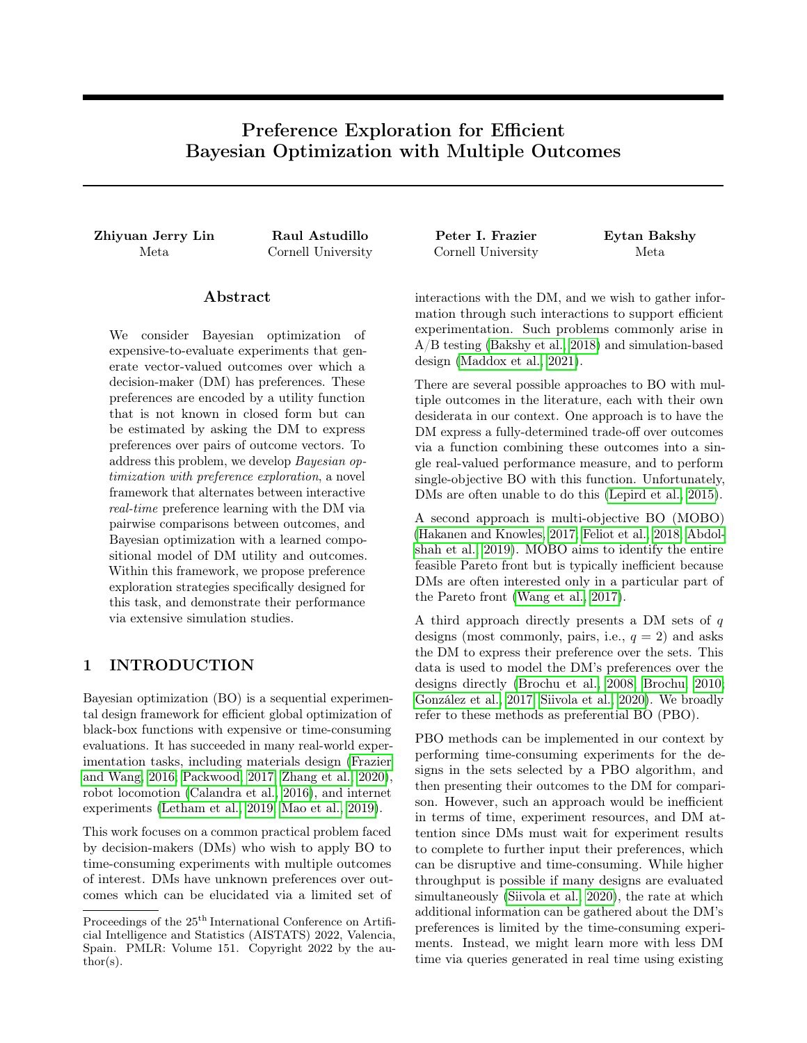# Preference Exploration for Efficient Bayesian Optimization with Multiple Outcomes

**Zhiyuan Jerry Lin**
Meta

**Raul Astudillo**
Cornell University

**Peter I. Frazier**
Cornell University

**Eytan Bakshy**
Meta

## Abstract

We consider Bayesian optimization of expensive-to-evaluate experiments that generate vector-valued outcomes over which a decision-maker (DM) has preferences. These preferences are encoded by a utility function that is not known in closed form but can be estimated by asking the DM to express preferences over pairs of outcome vectors. To address this problem, we develop *Bayesian optimization with preference exploration*, a novel framework that alternates between interactive *real-time* preference learning with the DM via pairwise comparisons between outcomes, and Bayesian optimization with a learned compositional model of DM utility and outcomes. Within this framework, we propose preference exploration strategies specifically designed for this task, and demonstrate their performance via extensive simulation studies.

## 1 INTRODUCTION

Bayesian optimization (BO) is a sequential experimental design framework for efficient global optimization of black-box functions with expensive or time-consuming evaluations. It has succeeded in many real-world experimentation tasks, including materials design (Frazier and Wang, 2016; Packwood, 2017; Zhang et al., 2020), robot locomotion (Calandra et al., 2016), and internet experiments (Letham et al., 2019; Mao et al., 2019).

This work focuses on a common practical problem faced by decision-makers (DMs) who wish to apply BO to time-consuming experiments with multiple outcomes of interest. DMs have unknown preferences over outcomes which can be elucidated via a limited set of interactions with the DM, and we wish to gather information through such interactions to support efficient experimentation. Such problems commonly arise in A/B testing (Bakshy et al., 2018) and simulation-based design (Maddox et al., 2021).

There are several possible approaches to BO with multiple outcomes in the literature, each with their own desiderata in our context. One approach is to have the DM express a fully-determined trade-off over outcomes via a function combining these outcomes into a single real-valued performance measure, and to perform single-objective BO with this function. Unfortunately, DMs are often unable to do this (Lepird et al., 2015).

A second approach is multi-objective BO (MOBO) (Hakanen and Knowles, 2017; Feliot et al., 2018; Abdolshah et al., 2019). MOBO aims to identify the entire feasible Pareto front but is typically inefficient because DMs are often interested only in a particular part of the Pareto front (Wang et al., 2017).

A third approach directly presents a DM sets of $q$ designs (most commonly, pairs, i.e., $q = 2$) and asks the DM to express their preference over the sets. This data is used to model the DM's preferences over the designs directly (Brochu et al., 2008; Brochu, 2010; González et al., 2017; Siivola et al., 2020). We broadly refer to these methods as preferential BO (PBO).

PBO methods can be implemented in our context by performing time-consuming experiments for the designs in the sets selected by a PBO algorithm, and then presenting their outcomes to the DM for comparison. However, such an approach would be inefficient in terms of time, experiment resources, and DM attention since DMs must wait for experiment results to complete to further input their preferences, which can be disruptive and time-consuming. While higher throughput is possible if many designs are evaluated simultaneously (Siivola et al., 2020), the rate at which additional information can be gathered about the DM's preferences is limited by the time-consuming experiments. Instead, we might learn more with less DM time via queries generated in real time using existing

Proceedings of the 25[th] International Conference on Artificial Intelligence and Statistics (AISTATS) 2022, Valencia, Spain. PMLR: Volume 151. Copyright 2022 by the author(s).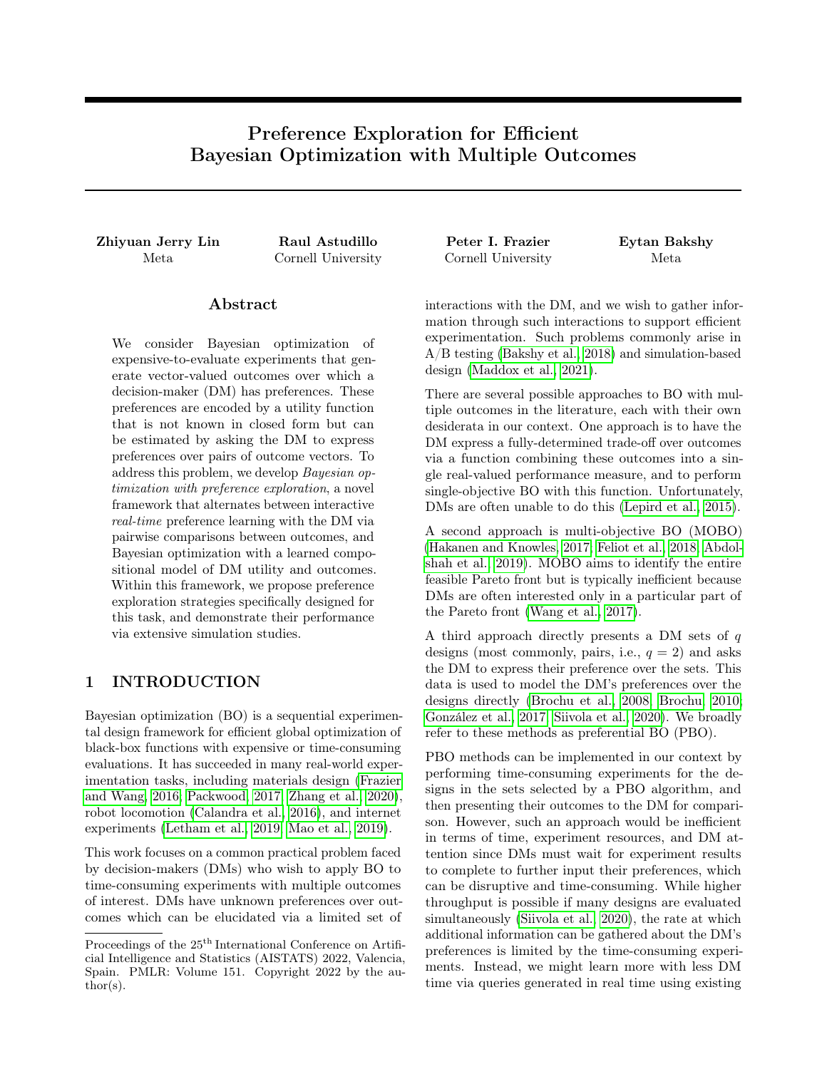# Preference Exploration for Efficient Bayesian Optimization with Multiple Outcomes

**Zhiyuan Jerry Lin**
Meta

**Raul Astudillo**
Cornell University

**Peter I. Frazier**
Cornell University

**Eytan Bakshy**
Meta

## Abstract

We consider Bayesian optimization of expensive-to-evaluate experiments that generate vector-valued outcomes over which a decision-maker (DM) has preferences. These preferences are encoded by a utility function that is not known in closed form but can be estimated by asking the DM to express preferences over pairs of outcome vectors. To address this problem, we develop *Bayesian optimization with preference exploration*, a novel framework that alternates between interactive *real-time* preference learning with the DM via pairwise comparisons between outcomes, and Bayesian optimization with a learned compositional model of DM utility and outcomes. Within this framework, we propose preference exploration strategies specifically designed for this task, and demonstrate their performance via extensive simulation studies.

## 1 INTRODUCTION

Bayesian optimization (BO) is a sequential experimental design framework for efficient global optimization of black-box functions with expensive or time-consuming evaluations. It has succeeded in many real-world experimentation tasks, including materials design (Frazier and Wang, 2016; Packwood, 2017; Zhang et al., 2020), robot locomotion (Calandra et al., 2016), and internet experiments (Letham et al., 2019; Mao et al., 2019).

This work focuses on a common practical problem faced by decision-makers (DMs) who wish to apply BO to time-consuming experiments with multiple outcomes of interest. DMs have unknown preferences over outcomes which can be elucidated via a limited set of interactions with the DM, and we wish to gather information through such interactions to support efficient experimentation. Such problems commonly arise in A/B testing (Bakshy et al., 2018) and simulation-based design (Maddox et al., 2021).

There are several possible approaches to BO with multiple outcomes in the literature, each with their own desiderata in our context. One approach is to have the DM express a fully-determined trade-off over outcomes via a function combining these outcomes into a single real-valued performance measure, and to perform single-objective BO with this function. Unfortunately, DMs are often unable to do this (Lepird et al., 2015).

A second approach is multi-objective BO (MOBO) (Hakanen and Knowles, 2017; Feliot et al., 2018; Abdolshah et al., 2019). MOBO aims to identify the entire feasible Pareto front but is typically inefficient because DMs are often interested only in a particular part of the Pareto front (Wang et al., 2017).

A third approach directly presents a DM sets of $q$ designs (most commonly, pairs, i.e., $q = 2$) and asks the DM to express their preference over the sets. This data is used to model the DM's preferences over the designs directly (Brochu et al., 2008; Brochu, 2010; González et al., 2017; Siivola et al., 2020). We broadly refer to these methods as preferential BO (PBO).

PBO methods can be implemented in our context by performing time-consuming experiments for the designs in the sets selected by a PBO algorithm, and then presenting their outcomes to the DM for comparison. However, such an approach would be inefficient in terms of time, experiment resources, and DM attention since DMs must wait for experiment results to complete to further input their preferences, which can be disruptive and time-consuming. While higher throughput is possible if many designs are evaluated simultaneously (Siivola et al., 2020), the rate at which additional information can be gathered about the DM's preferences is limited by the time-consuming experiments. Instead, we might learn more with less DM time via queries generated in real time using existing

Proceedings of the 25[th] International Conference on Artificial Intelligence and Statistics (AISTATS) 2022, Valencia, Spain. PMLR: Volume 151. Copyright 2022 by the author(s).